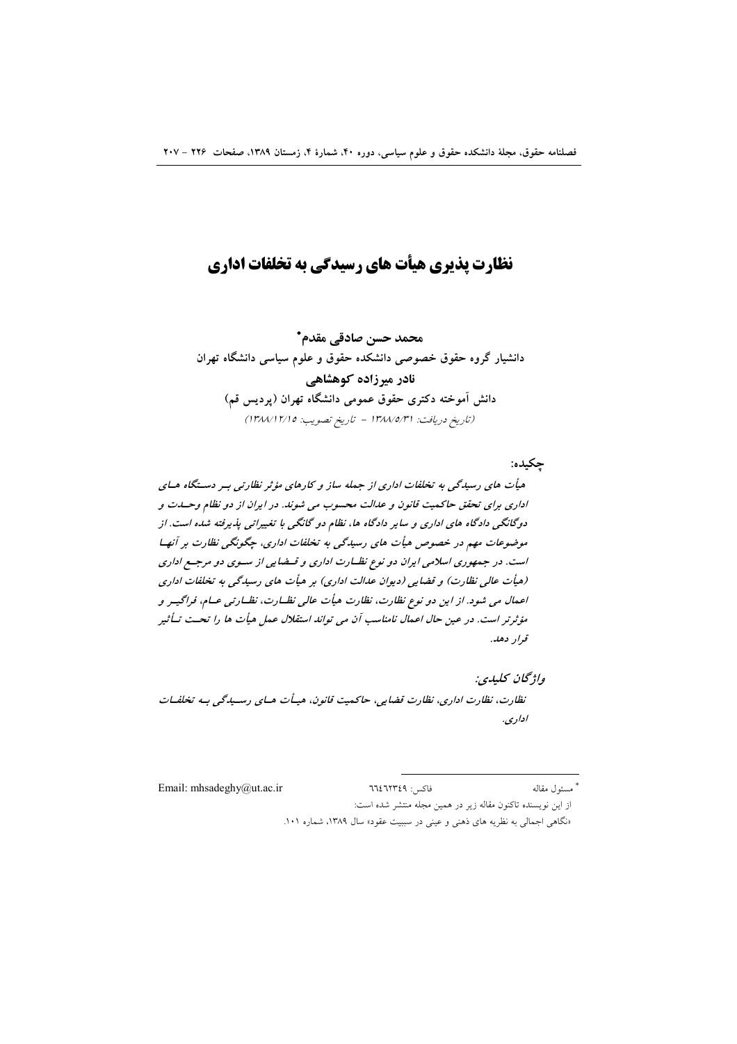# نظارت پذیری هیأت های رسیدگی به تخلفات اداری

**محمد حسن صادقی مقدم\***

**دانشیار گروه حقوق خصوصی دانشکده حقوق و علوم سیاسی دانشگاه تهران**

**نادر میرزاده کوهشاهی**

**دانش آموخته دکتری حقوق عمومی دانشگاه تهران (پردیس قم)**

*(تاریخ دریافت: ۱۳۸۸/۵/۳۱ - تاریخ تصویب: ۱۳۸۸/۱۲/۱۵)*

**چکیده:**

*هیأت های رسیدگی به تخلفات اداری از جمله ساز و کارهای مؤثر نظارتی بر دستگاه های اداری برای تحقق حاکمیت قانون و عدالت محسوب می شوند. در ایران از دو نظام وحدت و دوگانگی دادگاه های اداری و سایر دادگاه ها، نظام دوگانگی با تغییراتی پذیرفته شده است. از موضوعات مهم در خصوص هیأت های رسیدگی به تخلفات اداری، چگونگی نظارت بر آنها است. در جمهوری اسلامی ایران دو نوع نظارت اداری و قضایی از سوی دو مرجع اداری (هیأت عالی نظارت) و قضایی (دیوان عدالت اداری) بر هیأت های رسیدگی به تخلفات اداری اعمال می شود. از این دو نوع نظارت، نظارت هیأت عالی نظارت، نظارتی عام، فراگیر و مؤثرتر است. در عین حال اعمال نامناسب آن می تواند استقلال عمل هیأت ها را تحت تأثیر قرار دهد.*

***واژگان کلیدی:***

*نظارت، نظارت اداری، نظارت قضایی، حاکمیت قانون، هیأت های رسیدگی به تخلفات اداری.*

---

\* مسئول مقاله فاکس: ۶۶۴۶۲۳۴۹ Email: mhsadeghy@ut.ac.ir

از این نویسنده تاکنون مقاله زیر در همین مجله منتشر شده است:

«نگاهی اجمالی به نظریه های ذهنی و عینی در سببیت عقود» سال ۱۳۸۹، شماره ۱۰۱.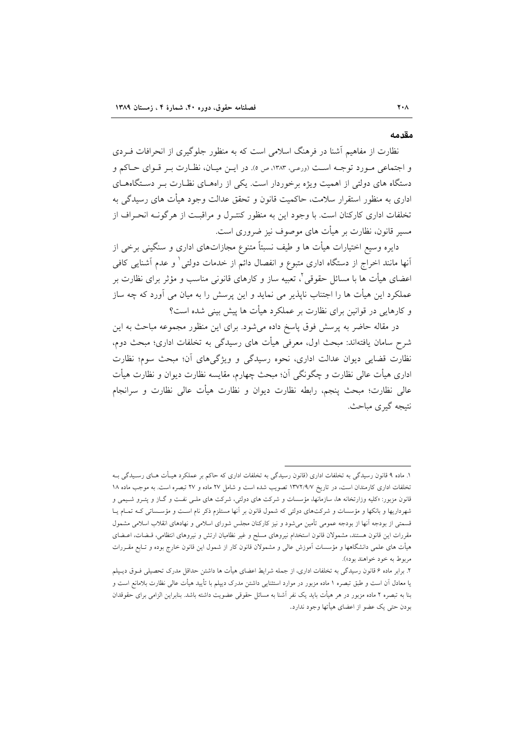## مقدمه

نظارت از مفاهیم آشنا در فرهنگ اسلامی است که به منظور جلوگیری از انحرافات فـردی و اجتماعی مـورد توجـه اسـت (ورعی، ۱۳۸۳، ص ۵). در ایـن میـان، نظـارت بـر قـوای حـاکم و دستگاه های دولتی از اهمیت ویژه برخوردار است. یکی از راههـای نظـارت بـر دسـتگاههـای اداری به منظور استقرار سلامت، حاکمیت قانون و تحقق عدالت وجود هیأت های رسیدگی به تخلفات اداری کارکنان است. با وجود این به منظور کنتـرل و مراقبـت از هرگونـه انحـراف از مسیر قانون، نظارت بر هیأت های موصوف نیز ضروری است.

دایره وسیع اختیارات هیأت ها و طیف نسبتاً متنوع مجازات‌های اداری و سنگینی برخی از آنها مانند اخراج از دستگاه اداری متبوع و انفصال دائم از خدمات دولتی[1] و عدم آشنایی کافی اعضای هیأت ها با مسائل حقوقی[2]، تعبیه ساز و کارهای قانونی مناسب و مؤثر برای نظارت بر عملکرد این هیأت ها را اجتناب ناپذیر می نماید و این پرسش را به میان می آورد که چه ساز و کارهایی در قوانین برای نظارت بر عملکرد هیأت ها پیش بینی شده است؟

در مقاله حاضر به پرسش فوق پاسخ داده می‌شود. برای این منظور مجموعه مباحث به این شرح سامان یافته‌اند: مبحث اول، معرفی هیأت های رسیدگی به تخلفات اداری؛ مبحث دوم، نظارت قضایی دیوان عدالت اداری، نحوه رسیدگی و ویژگی‌های آن؛ مبحث سوم؛ نظارت اداری هیأت عالی نظارت و چگونگی آن؛ مبحث چهارم، مقایسه نظارت دیوان و نظارت هیأت عالی نظارت؛ مبحث پنجم، رابطه نظارت دیوان و نظارت هیأت عالی نظارت و سرانجام نتیجه گیری مباحث.

---

۱. ماده ۹ قانون رسیدگی به تخلفات اداری (قانون رسیدگی به تخلفات اداری که حاکم بر عملکرد هیـأت هـای رسـیدگی بـه تخلفات اداری کارمندان است، در تاریخ ۱۳۷۲/۹/۷ تصویب شده است و شامل ۲۷ ماده و ۲۷ تبصره است. به موجب ماده ۱۸ قانون مزبور: «کلیه وزارتخانه ها، سازمانها، مؤسسات و شرکت های دولتی، شرکت های ملـی نفـت و گـاز و پتـرو شـیمی و شهرداریها و بانکها و مؤسسات و شرکت‌های دولتی که شمول قانون بر آنها مستلزم ذکر نام اسـت و مؤسـساتی کـه تمـام یـا قسمتی از بودجه آنها از بودجه عمومی تأمین می‌شود و نیز کارکنان مجلس شورای اسلامی و نهادهای انقلاب اسلامی مشمول مقررات این قانون هستند، مشمولان قانون استخدام نیروهای مسلح و غیر نظامیان ارتش و نیروهای انتظامی، قـضات، اعـضای هیأت های علمی دانشگاهها و مؤسسات آموزش عالی و مشمولان قانون کار از شمول این قانون خارج بوده و تـابع مقـررات مربوط به خود خواهند بود»).

۲. برابر ماده ۶ قانون رسیدگی به تخلفات اداری، از جمله شرایط اعضای هیأت ها داشتن حداقل مدرک تحصیلی فـوق دیـپلم یا معادل آن است و طبق تبصره ۱ ماده مزبور در موارد استثنایی داشتن مدرک دیپلم با تأیید هیأت عالی نظارت بلامانع است و بنا به تبصره ۲ ماده مزبور در هر هیأت باید یک نفر آشنا به مسائل حقوقی عضویت داشته باشد. بنابراین الزامی برای حقوقدان بودن حتی یک عضو از اعضای هیأتها وجود ندارد.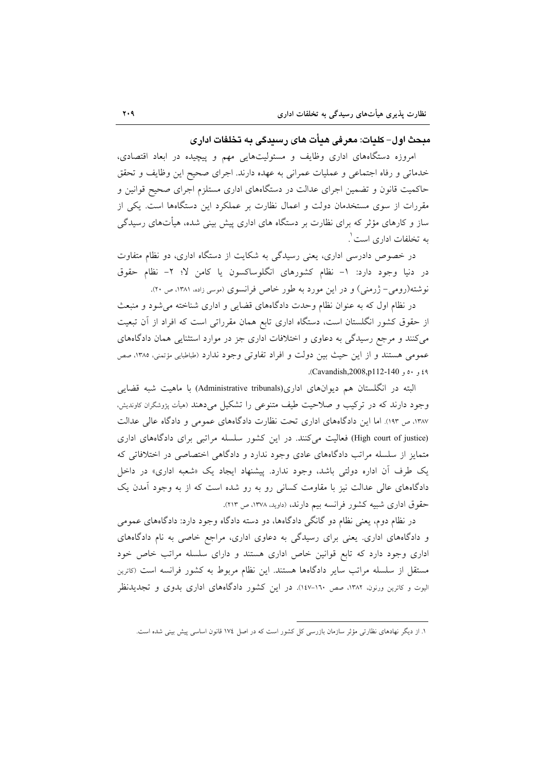## مبحث اول- کلیات: معرفی هیأت های رسیدگی به تخلفات اداری

امروزه دستگاه‌های اداری وظایف و مسئولیت‌هایی مهم و پیچیده در ابعاد اقتصادی، خدماتی و رفاه اجتماعی و عملیات عمرانی به عهده دارند. اجرای صحیح این وظایف و تحقق حاکمیت قانون و تضمین اجرای عدالت در دستگاه‌های اداری مستلزم اجرای صحیح قوانین و مقررات از سوی مستخدمان دولت و اعمال نظارت بر عملکرد این دستگاه‌ها است. یکی از ساز و کارهای مؤثر که برای نظارت بر دستگاه های اداری پیش بینی شده، هیأت‌های رسیدگی به تخلفات اداری است[1].

در خصوص دادرسی اداری، یعنی رسیدگی به شکایت از دستگاه اداری، دو نظام متفاوت در دنیا وجود دارد: ۱- نظام کشورهای انگلوساکسون یا کامن لا؛ ۲- نظام حقوق نوشته(رومی- ژرمنی) و در این مورد به طور خاص فرانسوی (موسی زاده، ۱۳۸۱، ص ۲۰).

در نظام اول که به عنوان نظام وحدت دادگاه‌های قضایی و اداری شناخته می‌شود و منبعث از حقوق کشور انگلستان است، دستگاه اداری تابع همان مقرراتی است که افراد از آن تبعیت می‌کنند و مرجع رسیدگی به دعاوی و اختلافات اداری جز در موارد استثنایی همان دادگاه‌های عمومی هستند و از این حیث بین دولت و افراد تفاوتی وجود ندارد (طباطبایی مؤتمنی، ۱۳۸۵، صص ۴۹ و ۵۰ و Cavandish,2008,p112-140).

البته در انگلستان هم دیوان‌های اداری(Administrative tribunals) با ماهیت شبه قضایی وجود دارند که در ترکیب و صلاحیت طیف متنوعی را تشکیل می‌دهند (هیأت پژوشگران کاوندیش، ۱۳۸۷، ص ۱۹۳). اما این دادگاه‌های اداری تحت نظارت دادگاه‌های عمومی و دادگاه عالی عدالت (High court of justice) فعالیت می‌کنند. در این کشور سلسله مراتبی برای دادگاه‌های اداری متمایز از سلسله مراتب دادگاه‌های عادی وجود ندارد و دادگاهی اختصاصی در اختلافاتی که یک طرف آن اداره دولتی باشد، وجود ندارد. پیشنهاد ایجاد یک «شعبه اداری» در داخل دادگاه‌های عالی عدالت نیز با مقاومت کسانی رو به رو شده است که از به وجود آمدن یک حقوق اداری شبیه کشور فرانسه بیم دارند، (داوید، ۱۳۷۸، ص ۲۱۳).

در نظام دوم، یعنی نظام دو گانگی دادگاه‌ها، دو دسته دادگاه وجود دارد: دادگاه‌های عمومی و دادگاه‌های اداری. یعنی برای رسیدگی به دعاوی اداری، مراجع خاصی به نام دادگاه‌های اداری وجود دارد که تابع قوانین خاص اداری هستند و دارای سلسله مراتب خاص خود مستقل از سلسله مراتب سایر دادگاه‌ها هستند. این نظام مربوط به کشور فرانسه است (کاترین الیوت و کاترین ورنون، ۱۳۸۲، صص ۱۶۰-۱۴۷). در این کشور دادگاه‌های اداری بدوی و تجدیدنظر

---

۱. از دیگر نهادهای نظارتی مؤثر سازمان بازرسی کل کشور است که در اصل ۱۷۴ قانون اساسی پیش بینی شده است.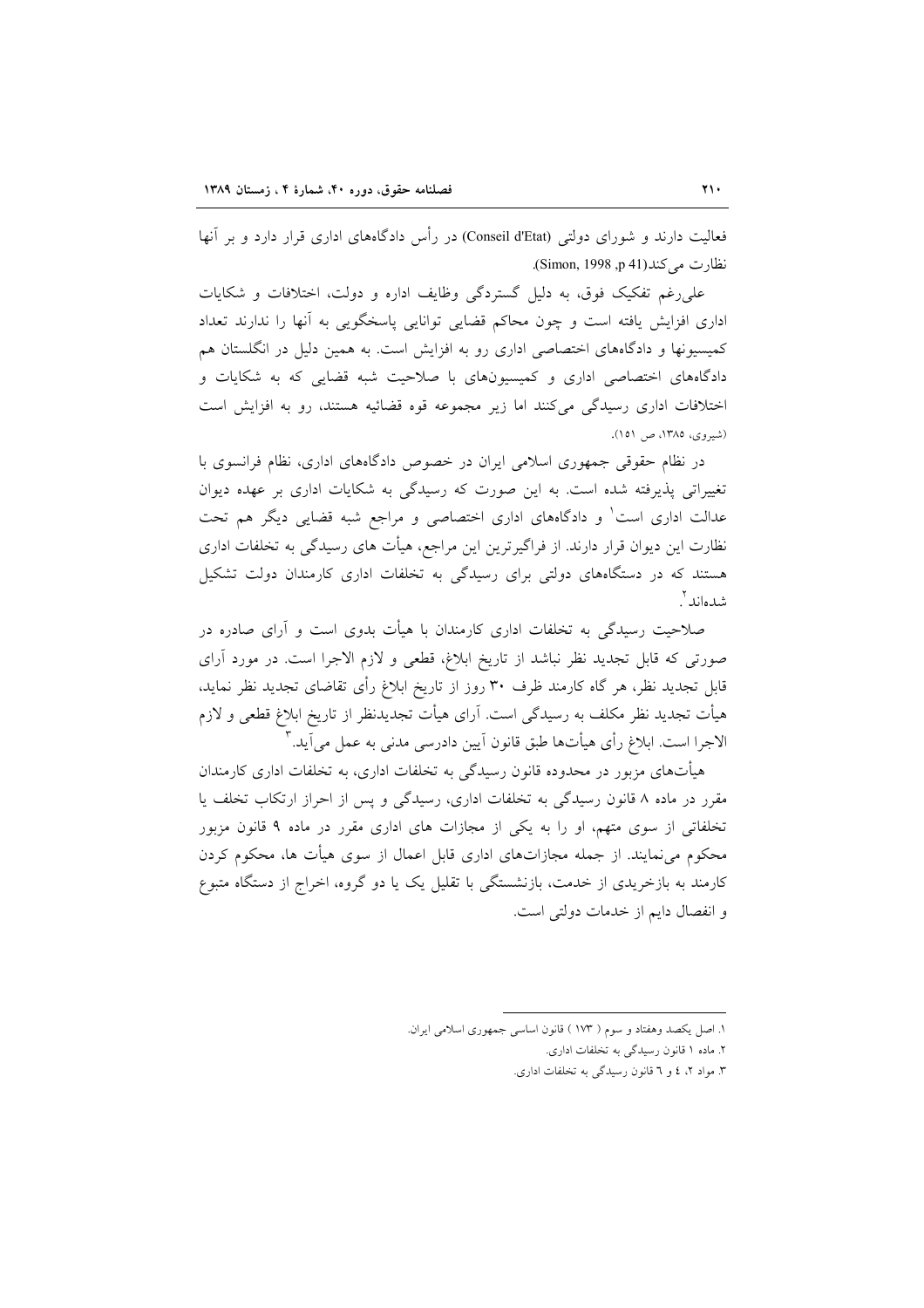فعالیت دارند و شورای دولتی (Conseil d'Etat) در رأس دادگاه‌های اداری قرار دارد و بر آنها نظارت می‌کند(Simon, 1998 ,p 41).

علی‌رغم تفکیک فوق، به دلیل گستردگی وظایف اداره و دولت، اختلافات و شکایات اداری افزایش یافته است و چون محاکم قضایی توانایی پاسخگویی به آنها را ندارند تعداد کمیسیونها و دادگاه‌های اختصاصی اداری رو به افزایش است. به همین دلیل در انگلستان هم دادگاه‌های اختصاصی اداری و کمیسیون‌های با صلاحیت شبه قضایی که به شکایات و اختلافات اداری رسیدگی می‌کنند اما زیر مجموعه قوه قضائیه هستند، رو به افزایش است (شیروی، ۱۳۸۵، ص ۱۵۱).

در نظام حقوقی جمهوری اسلامی ایران در خصوص دادگاه‌های اداری، نظام فرانسوی با تغییراتی پذیرفته شده است. به این صورت که رسیدگی به شکایات اداری بر عهده دیوان عدالت اداری است[۱] و دادگاه‌های اداری اختصاصی و مراجع شبه قضایی دیگر هم تحت نظارت این دیوان قرار دارند. از فراگیرترین این مراجع، هیأت های رسیدگی به تخلفات اداری هستند که در دستگاه‌های دولتی برای رسیدگی به تخلفات اداری کارمندان دولت تشکیل شده‌اند[۲].

صلاحیت رسیدگی به تخلفات اداری کارمندان با هیأت بدوی است و آرای صادره در صورتی که قابل تجدید نظر نباشد از تاریخ ابلاغ، قطعی و لازم الاجرا است. در مورد آرای قابل تجدید نظر، هر گاه کارمند ظرف ۳۰ روز از تاریخ ابلاغ رأی تقاضای تجدید نظر نماید، هیأت تجدید نظر مکلف به رسیدگی است. آرای هیأت تجدیدنظر از تاریخ ابلاغ قطعی و لازم الاجرا است. ابلاغ رأی هیأت‌ها طبق قانون آیین دادرسی مدنی به عمل می‌آید.[۳]

هیأت‌های مزبور در محدوده قانون رسیدگی به تخلفات اداری، به تخلفات اداری کارمندان مقرر در ماده ۸ قانون رسیدگی به تخلفات اداری، رسیدگی و پس از احراز ارتکاب تخلف یا تخلفاتی از سوی متهم، او را به یکی از مجازات های اداری مقرر در ماده ۹ قانون مزبور محکوم می‌نمایند. از جمله مجازات‌های اداری قابل اعمال از سوی هیأت ها، محکوم کردن کارمند به بازخریدی از خدمت، بازنشستگی با تقلیل یک یا دو گروه، اخراج از دستگاه متبوع و انفصال دایم از خدمات دولتی است.

---

۱. اصل یکصد وهفتاد و سوم ( ۱۷۳ ) قانون اساسی جمهوری اسلامی ایران.

۲. ماده ۱ قانون رسیدگی به تخلفات اداری.

۳. مواد ۲، ٤ و ٦ قانون رسیدگی به تخلفات اداری.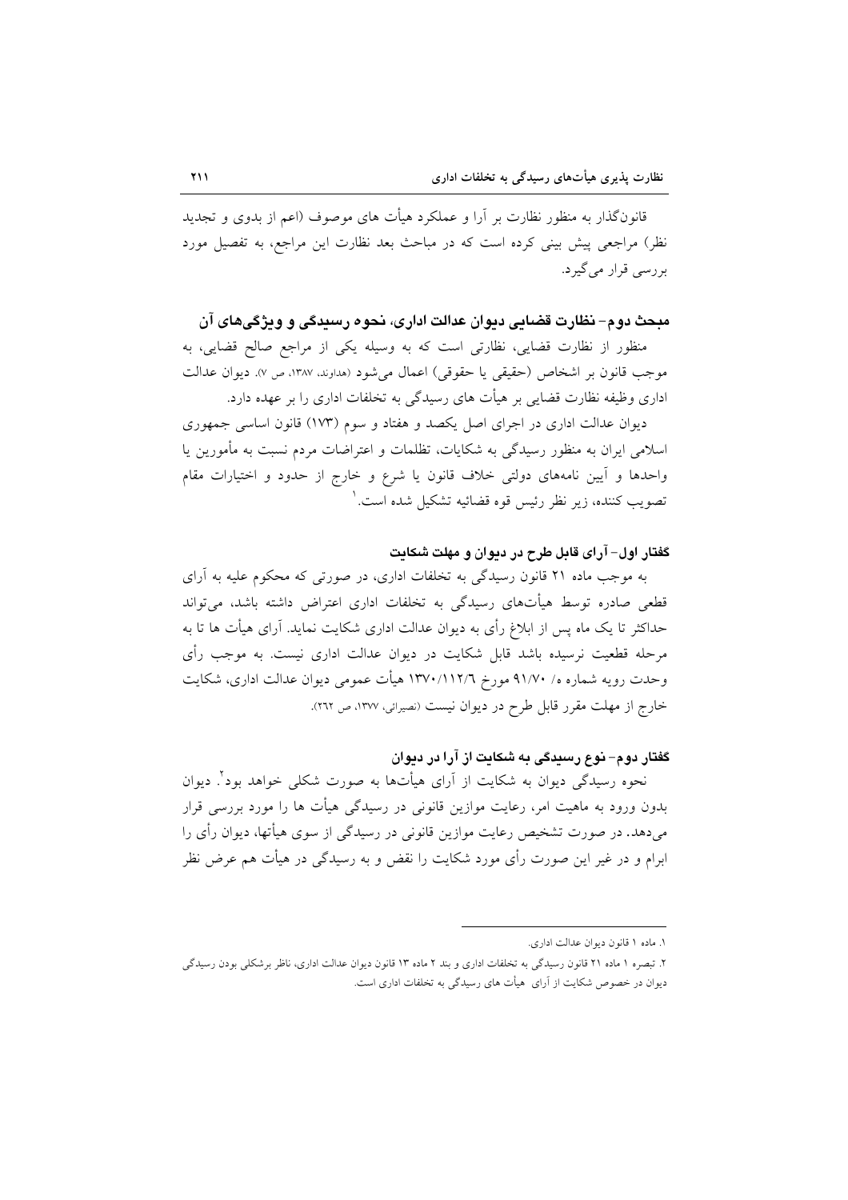قانون‌گذار به منظور نظارت بر آرا و عملکرد هیأت های موصوف (اعم از بدوی و تجدید نظر) مراجعی پیش بینی کرده است که در مباحث بعد نظارت این مراجع، به تفصیل مورد بررسی قرار می‌گیرد.

## مبحث دوم- نظارت قضایی دیوان عدالت اداری، نحوه رسیدگی و ویژگی‌های آن

منظور از نظارت قضایی، نظارتی است که به وسیله یکی از مراجع صالح قضایی، به موجب قانون بر اشخاص (حقیقی یا حقوقی) اعمال می‌شود (هداوند، ۱۳۸۷، ص ۷). دیوان عدالت اداری وظیفه نظارت قضایی بر هیأت های رسیدگی به تخلفات اداری را بر عهده دارد.

دیوان عدالت اداری در اجرای اصل یکصد و هفتاد و سوم (۱۷۳) قانون اساسی جمهوری اسلامی ایران به منظور رسیدگی به شکایات، تظلمات و اعتراضات مردم نسبت به مأمورین یا واحدها و آیین نامه‌های دولتی خلاف قانون یا شرع و خارج از حدود و اختیارات مقام تصویب کننده، زیر نظر رئیس قوه قضائیه تشکیل شده است.[1]

### گفتار اول- آرای قابل طرح در دیوان و مهلت شکایت

به موجب ماده ۲۱ قانون رسیدگی به تخلفات اداری، در صورتی که محکوم علیه به آرای قطعی صادره توسط هیأت‌های رسیدگی به تخلفات اداری اعتراض داشته باشد، می‌تواند حداکثر تا یک ماه پس از ابلاغ رأی به دیوان عدالت اداری شکایت نماید. آرای هیأت ها تا به مرحله قطعیت نرسیده باشد قابل شکایت در دیوان عدالت اداری نیست. به موجب رأی وحدت رویه شماره ه/ ۹۱/۷۰ مورخ ۱۳۷۰/۱۱۲/۶ هیأت عمومی دیوان عدالت اداری، شکایت خارج از مهلت مقرر قابل طرح در دیوان نیست (نصیرائی، ۱۳۷۷، ص ۲۶۲).

### گفتار دوم- نوع رسیدگی به شکایت از آرا در دیوان

نحوه رسیدگی دیوان به شکایت از آرای هیأت‌ها به صورت شکلی خواهد بود[2]. دیوان بدون ورود به ماهیت امر، رعایت موازین قانونی در رسیدگی هیأت ها را مورد بررسی قرار می‌دهد. در صورت تشخیص رعایت موازین قانونی در رسیدگی از سوی هیأتها، دیوان رأی را ابرام و در غیر این صورت رأی مورد شکایت را نقض و به رسیدگی در هیأت هم عرض نظر

---

۱. ماده ۱ قانون دیوان عدالت اداری.

۲. تبصره ۱ ماده ۲۱ قانون رسیدگی به تخلفات اداری و بند ۲ ماده ۱۳ قانون دیوان عدالت اداری، ناظر برشکلی بودن رسیدگی دیوان در خصوص شکایت از آرای هیأت های رسیدگی به تخلفات اداری است.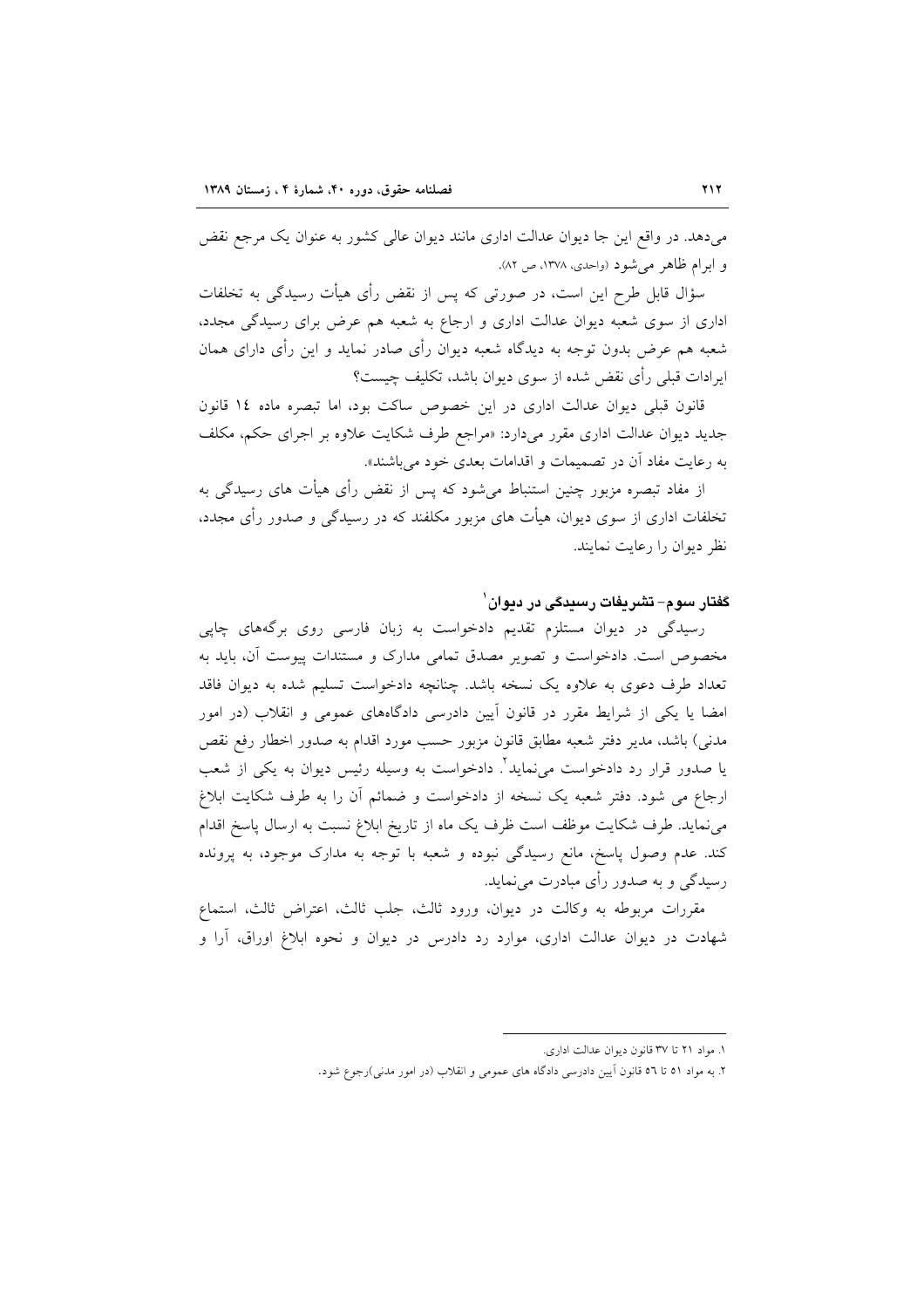می‌دهد. در واقع این جا دیوان عدالت اداری مانند دیوان عالی کشور به عنوان یک مرجع نقض و ابرام ظاهر می‌شود (واحدی، ۱۳۷۸، ص ۸۲).

سؤال قابل طرح این است، در صورتی که پس از نقض رأی هیأت رسیدگی به تخلفات اداری از سوی شعبه دیوان عدالت اداری و ارجاع به شعبه هم عرض برای رسیدگی مجدد، شعبه هم عرض بدون توجه به دیدگاه شعبه دیوان رأی صادر نماید و این رأی دارای همان ایرادات قبلی رأی نقض شده از سوی دیوان باشد، تکلیف چیست؟

قانون قبلی دیوان عدالت اداری در این خصوص ساکت بود، اما تبصره ماده ١٤ قانون جدید دیوان عدالت اداری مقرر می‌دارد: «مراجع طرف شکایت علاوه بر اجرای حکم، مکلف به رعایت مفاد آن در تصمیمات و اقدامات بعدی خود می‌باشند».

از مفاد تبصره مزبور چنین استنباط می‌شود که پس از نقض رأی هیأت های رسیدگی به تخلفات اداری از سوی دیوان، هیأت های مزبور مکلفند که در رسیدگی و صدور رأی مجدد، نظر دیوان را رعایت نمایند.

### گفتار سوم- تشریفات رسیدگی در دیوان[1]

رسیدگی در دیوان مستلزم تقدیم دادخواست به زبان فارسی روی برگه‌های چاپی مخصوص است. دادخواست و تصویر مصدق تمامی مدارک و مستندات پیوست آن، باید به تعداد طرف دعوی به علاوه یک نسخه باشد. چنانچه دادخواست تسلیم شده به دیوان فاقد امضا یا یکی از شرایط مقرر در قانون آیین دادرسی دادگاه‌های عمومی و انقلاب (در امور مدنی) باشد، مدیر دفتر شعبه مطابق قانون مزبور حسب مورد اقدام به صدور اخطار رفع نقص یا صدور قرار رد دادخواست می‌نماید[2]. دادخواست به وسیله رئیس دیوان به یکی از شعب ارجاع می شود. دفتر شعبه یک نسخه از دادخواست و ضمائم آن را به طرف شکایت ابلاغ می‌نماید. طرف شکایت موظف است ظرف یک ماه از تاریخ ابلاغ نسبت به ارسال پاسخ اقدام کند. عدم وصول پاسخ، مانع رسیدگی نبوده و شعبه با توجه به مدارک موجود، به پرونده رسیدگی و به صدور رأی مبادرت می‌نماید.

مقررات مربوطه به وکالت در دیوان، ورود ثالث، جلب ثالث، اعتراض ثالث، استماع شهادت در دیوان عدالت اداری، موارد رد دادرس در دیوان و نحوه ابلاغ اوراق، آرا و

---

١. مواد ٢١ تا ٣٧ قانون دیوان عدالت اداری.

٢. به مواد ٥١ تا ٥٦ قانون آیین دادرسی دادگاه های عمومی و انقلاب (در امور مدنی)رجوع شود.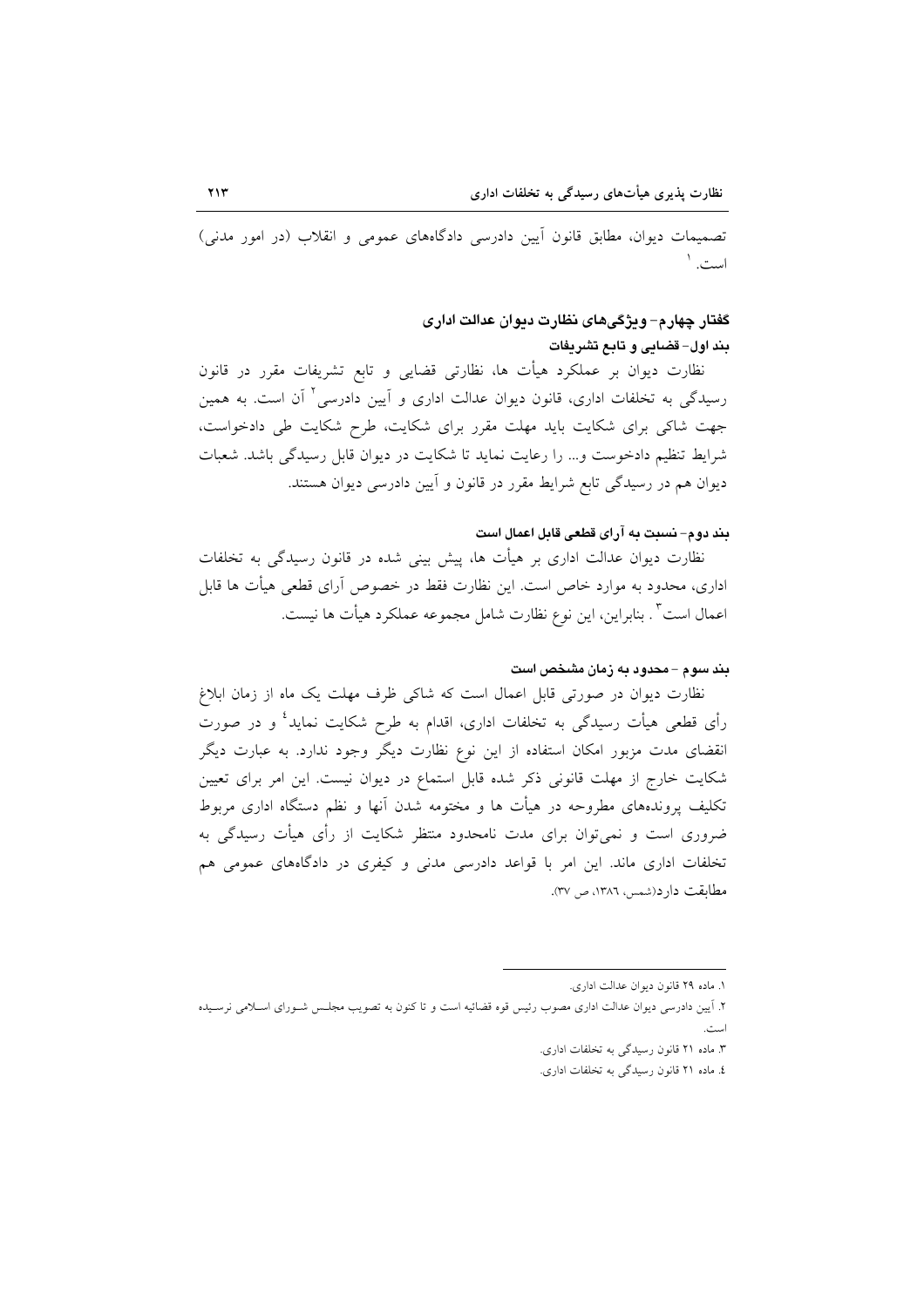تصمیمات دیوان، مطابق قانون آیین دادرسی دادگاههای عمومی و انقلاب (در امور مدنی) است.[1]

### گفتار چهارم- ویژگی‌های نظارت دیوان عدالت اداری

#### بند اول- قضایی و تابع تشریفات

نظارت دیوان بر عملکرد هیأت ها، نظارتی قضایی و تابع تشریفات مقرر در قانون رسیدگی به تخلفات اداری، قانون دیوان عدالت اداری و آیین دادرسی[2] آن است. به همین جهت شاکی برای شکایت باید مهلت مقرر برای شکایت، طرح شکایت طی دادخواست، شرایط تنظیم دادخوست و... را رعایت نماید تا شکایت در دیوان قابل رسیدگی باشد. شعبات دیوان هم در رسیدگی تابع شرایط مقرر در قانون و آیین دادرسی دیوان هستند.

#### بند دوم- نسبت به آرای قطعی قابل اعمال است

نظارت دیوان عدالت اداری بر هیأت ها، پیش بینی شده در قانون رسیدگی به تخلفات اداری، محدود به موارد خاص است. این نظارت فقط در خصوص آرای قطعی هیأت ها قابل اعمال است[3]. بنابراین، این نوع نظارت شامل مجموعه عملکرد هیأت ها نیست.

#### بند سوم - محدود به زمان مشخص است

نظارت دیوان در صورتی قابل اعمال است که شاکی ظرف مهلت یک ماه از زمان ابلاغ رأی قطعی هیأت رسیدگی به تخلفات اداری، اقدام به طرح شکایت نماید[4] و در صورت انقضای مدت مزبور امکان استفاده از این نوع نظارت دیگر وجود ندارد. به عبارت دیگر شکایت خارج از مهلت قانونی ذکر شده قابل استماع در دیوان نیست. این امر برای تعیین تکلیف پرونده‌های مطروحه در هیأت ها و مختومه شدن آنها و نظم دستگاه اداری مربوط ضروری است و نمی‌توان برای مدت نامحدود منتظر شکایت از رأی هیأت رسیدگی به تخلفات اداری ماند. این امر با قواعد دادرسی مدنی و کیفری در دادگاههای عمومی هم مطابقت دارد(شمس، ١٣٨٦، ص ٣٧).

---

١. ماده ٢٩ قانون دیوان عدالت اداری.

٢. آیین دادرسی دیوان عدالت اداری مصوب رئیس قوه قضائیه است و تا کنون به تصویب مجلس شورای اسلامی نرسیده است.

٣. ماده ٢١ قانون رسیدگی به تخلفات اداری.

٤. ماده ٢١ قانون رسیدگی به تخلفات اداری.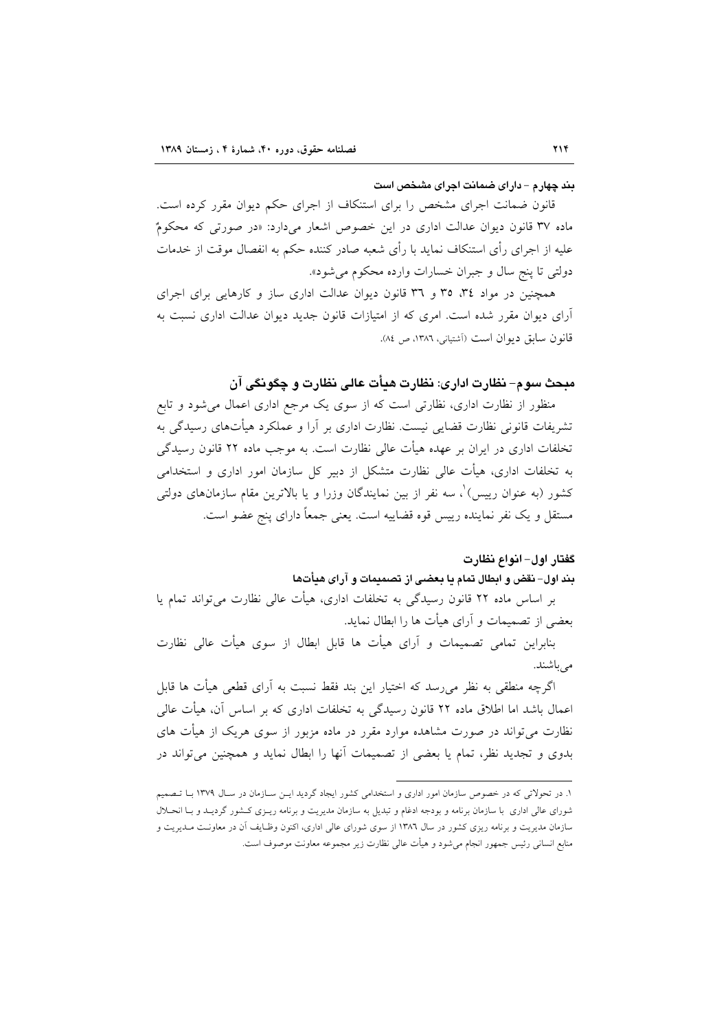**بند چهارم – دارای ضمانت اجرای مشخص است**

قانون ضمانت اجرای مشخص را برای استنکاف از اجرای حکم دیوان مقرر کرده است. ماده ۳۷ قانون دیوان عدالت اداری در این خصوص اشعار می‌دارد: «در صورتی که محکومٌ علیه از اجرای رأی استنکاف نماید با رأی شعبه صادر کننده حکم به انفصال موقت از خدمات دولتی تا پنج سال و جبران خسارات وارده محکوم می‌شود».

همچنین در مواد ۳٤، ۳۵ و ۳٦ قانون دیوان عدالت اداری ساز و کارهایی برای اجرای آرای دیوان مقرر شده است. امری که از امتیازات قانون جدید دیوان عدالت اداری نسبت به قانون سابق دیوان است (آشتیانی، ۱۳۸٦، ص ۸٤).

## مبحث سوم- نظارت اداری: نظارت هیأت عالی نظارت و چگونگی آن

منظور از نظارت اداری، نظارتی است که از سوی یک مرجع اداری اعمال می‌شود و تابع تشریفات قانونی نظارت قضایی نیست. نظارت اداری بر آرا و عملکرد هیأت‌های رسیدگی به تخلفات اداری در ایران بر عهده هیأت عالی نظارت است. به موجب ماده ۲۲ قانون رسیدگی به تخلفات اداری، هیأت عالی نظارت متشکل از دبیر کل سازمان امور اداری و استخدامی کشور (به عنوان رییس)[1]، سه نفر از بین نمایندگان وزرا و یا بالاترین مقام سازمان‌های دولتی مستقل و یک نفر نماینده رییس قوه قضاییه است. یعنی جمعاً دارای پنج عضو است.

### گفتار اول- انواع نظارت

**بند اول- نقض و ابطال تمام یا بعضی از تصمیمات و آرای هیأت‌ها**

بر اساس ماده ۲۲ قانون رسیدگی به تخلفات اداری، هیأت عالی نظارت می‌تواند تمام یا بعضی از تصمیمات و آرای هیأت ها را ابطال نماید.

بنابراین تمامی تصمیمات و آرای هیأت ها قابل ابطال از سوی هیأت عالی نظارت می‌باشند.

اگرچه منطقی به نظر می‌رسد که اختیار این بند فقط نسبت به آرای قطعی هیأت ها قابل اعمال باشد اما اطلاق ماده ۲۲ قانون رسیدگی به تخلفات اداری که بر اساس آن، هیأت عالی نظارت می‌تواند در صورت مشاهده موارد مقرر در ماده مزبور از سوی هریک از هیأت های بدوی و تجدید نظر، تمام یا بعضی از تصمیمات آنها را ابطال نماید و همچنین می‌تواند در

---

۱. در تحولاتی که در خصوص سازمان امور اداری و استخدامی کشور ایجاد گردید این سازمان در سال ۱۳۷۹ با تصمیم شورای عالی اداری با سازمان برنامه و بودجه ادغام و تبدیل به سازمان مدیریت و برنامه ریزی کشور گردید و با انحلال سازمان مدیریت و برنامه ریزی کشور در سال ۱۳۸٦ از سوی شورای عالی اداری، اکنون وظایف آن در معاونت مدیریت و منابع انسانی رئیس جمهور انجام می‌شود و هیأت عالی نظارت زیر مجموعه معاونت موصوف است.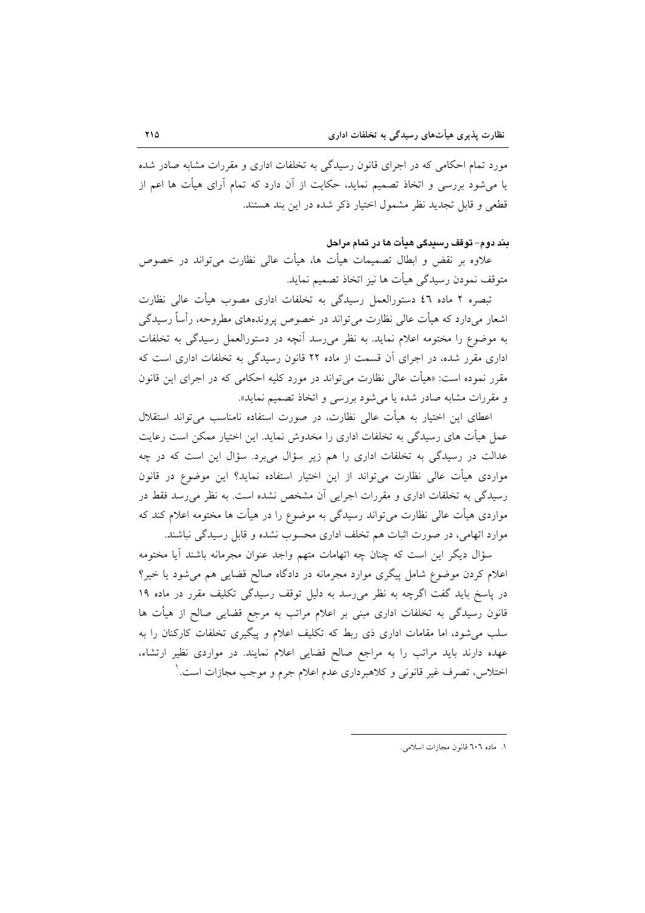مورد تمام احکامی که در اجرای قانون رسیدگی به تخلفات اداری و مقررات مشابه صادر شده یا می‌شود بررسی و اتخاذ تصمیم نماید، حکایت از آن دارد که تمام آرای هیأت ها اعم از قطعی و قابل تجدید نظر مشمول اختیار ذکر شده در این بند هستند.

**بند دوم- توقف رسیدگی هیأت ها در تمام مراحل**

علاوه بر نقض و ابطال تصمیمات هیأت ها، هیأت عالی نظارت می‌تواند در خصوص متوقف نمودن رسیدگی هیأت ها نیز اتخاذ تصمیم نماید.

تبصره ۲ ماده ٤٦ دستورالعمل رسیدگی به تخلفات اداری مصوب هیأت عالی نظارت اشعار می‌دارد که هیأت عالی نظارت می‌تواند در خصوص پرونده‌های مطروحه، رأساً رسیدگی به موضوع را مختومه اعلام نماید. به نظر می‌رسد آنچه در دستورالعمل رسیدگی به تخلفات اداری مقرر شده، در اجرای آن قسمت از ماده ۲۲ قانون رسیدگی به تخلفات اداری است که مقرر نموده است: «هیأت عالی نظارت می‌تواند در مورد کلیه احکامی که در اجرای این قانون و مقررات مشابه صادر شده یا می‌شود بررسی و اتخاذ تصمیم نماید».

اعطای این اختیار به هیأت عالی نظارت، در صورت استفاده نامناسب می‌تواند استقلال عمل هیأت های رسیدگی به تخلفات اداری را مخدوش نماید. این اختیار ممکن است رعایت عدالت در رسیدگی به تخلفات اداری را هم زیر سؤال می‌برد. سؤال این است که در چه مواردی هیأت عالی نظارت می‌تواند از این اختیار استفاده نماید؟ این موضوع در قانون رسیدگی به تخلفات اداری و مقررات اجرایی آن مشخص نشده است. به نظر می‌رسد فقط در مواردی هیأت عالی نظارت می‌تواند رسیدگی به موضوع را در هیأت ها مختومه اعلام کند که موارد اتهامی، در صورت اثبات هم تخلف اداری محسوب نشده و قابل رسیدگی نباشند.

سؤال دیگر این است که چنان چه اتهامات متهم واجد عنوان مجرمانه باشند آیا مختومه اعلام کردن موضوع شامل پیگری موارد مجرمانه در دادگاه صالح قضایی هم می‌شود یا خیر؟ در پاسخ باید گفت اگرچه به نظر می‌رسد به دلیل توقف رسیدگی تکلیف مقرر در ماده ۱۹ قانون رسیدگی به تخلفات اداری مبنی بر اعلام مراتب به مرجع قضایی صالح از هیأت ها سلب می‌شود، اما مقامات اداری ذی ربط که تکلیف اعلام و پیگیری تخلفات کارکنان را به عهده دارند باید مراتب را به مراجع صالح قضایی اعلام نمایند. در مواردی نظیر ارتشاء، اختلاس، تصرف غیر قانونی و کلاهبرداری عدم اعلام جرم و موجب مجازات است.[1]

---

۱. ماده ٦٠٦ قانون مجازات اسلامی.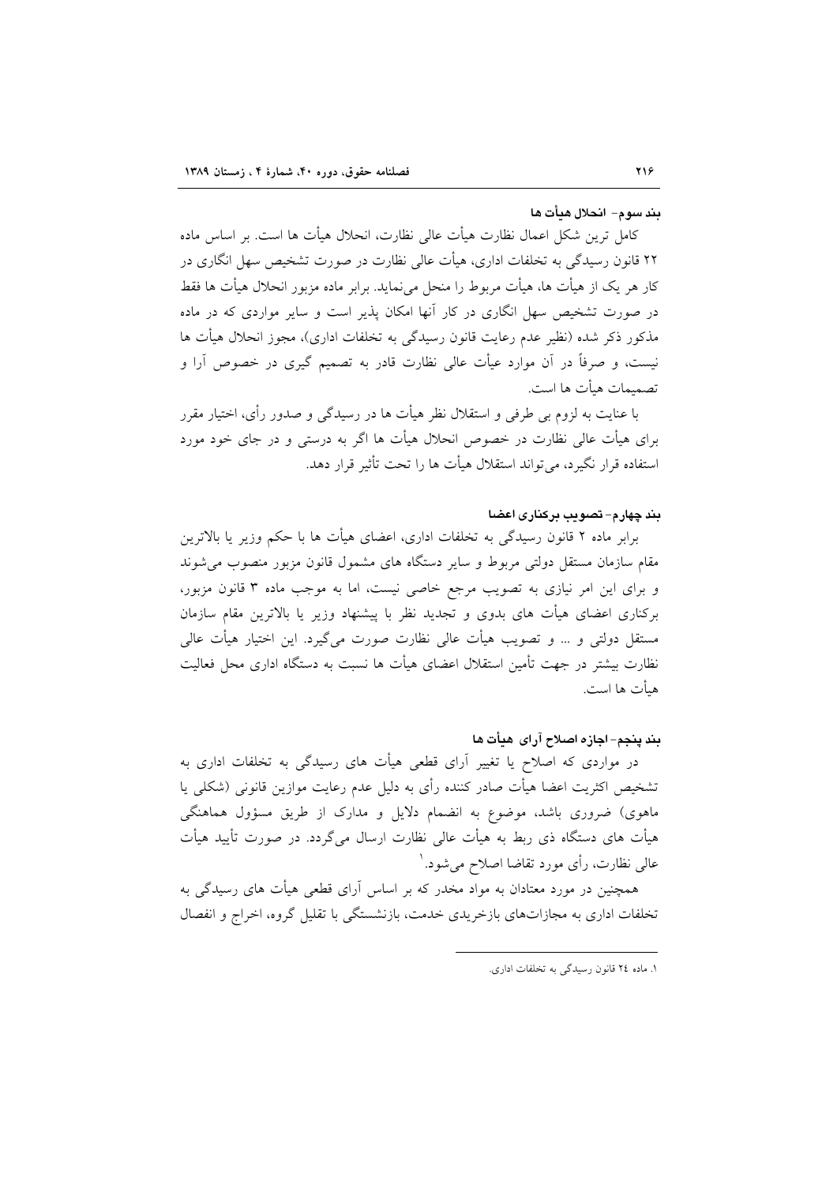#### بند سوم- انحلال هیأت ها

کامل ترین شکل اعمال نظارت هیأت عالی نظارت، انحلال هیأت ها است. بر اساس ماده ۲۲ قانون رسیدگی به تخلفات اداری، هیأت عالی نظارت در صورت تشخیص سهل انگاری در کار هر یک از هیأت ها، هیأت مربوط را منحل می‌نماید. برابر ماده مزبور انحلال هیأت ها فقط در صورت تشخیص سهل انگاری در کار آنها امکان پذیر است و سایر مواردی که در ماده مذکور ذکر شده (نظیر عدم رعایت قانون رسیدگی به تخلفات اداری)، مجوز انحلال هیأت ها نیست، و صرفاً در آن موارد عیأت عالی نظارت قادر به تصمیم گیری در خصوص آرا و تصمیمات هیأت ها است.

با عنایت به لزوم بی طرفی و استقلال نظر هیأت ها در رسیدگی و صدور رأی، اختیار مقرر برای هیأت عالی نظارت در خصوص انحلال هیأت ها اگر به درستی و در جای خود مورد استفاده قرار نگیرد، می‌تواند استقلال هیأت ها را تحت تأثیر قرار دهد.

#### بند چهارم- تصویب برکناری اعضا

برابر ماده ۲ قانون رسیدگی به تخلفات اداری، اعضای هیأت ها با حکم وزیر یا بالاترین مقام سازمان مستقل دولتی مربوط و سایر دستگاه های مشمول قانون مزبور منصوب می‌شوند و برای این امر نیازی به تصویب مرجع خاصی نیست، اما به موجب ماده ۳ قانون مزبور، برکناری اعضای هیأت های بدوی و تجدید نظر با پیشنهاد وزیر یا بالاترین مقام سازمان مستقل دولتی و ... و تصویب هیأت عالی نظارت صورت می‌گیرد. این اختیار هیأت عالی نظارت بیشتر در جهت تأمین استقلال اعضای هیأت ها نسبت به دستگاه اداری محل فعالیت هیأت ها است.

#### بند پنجم- اجازه اصلاح آرای هیأت ها

در مواردی که اصلاح یا تغییر آرای قطعی هیأت های رسیدگی به تخلفات اداری به تشخیص اکثریت اعضا هیأت صادر کننده رأی به دلیل عدم رعایت موازین قانونی (شکلی یا ماهوی) ضروری باشد، موضوع به انضمام دلایل و مدارک از طریق مسؤول هماهنگی هیأت های دستگاه ذی ربط به هیأت عالی نظارت ارسال می‌گردد. در صورت تأیید هیأت عالی نظارت، رأی مورد تقاضا اصلاح می‌شود.[1]

همچنین در مورد معتادان به مواد مخدر که بر اساس آرای قطعی هیأت های رسیدگی به تخلفات اداری به مجازات‌های بازخریدی خدمت، بازنشستگی با تقلیل گروه، اخراج و انفصال

---

۱. ماده ۲٤ قانون رسیدگی به تخلفات اداری.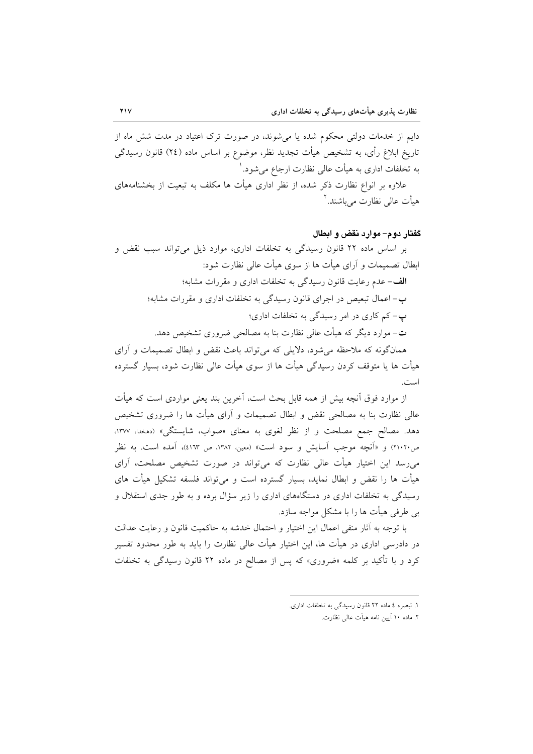دایم از خدمات دولتی محکوم شده یا می‌شوند، در صورت ترک اعتیاد در مدت شش ماه از تاریخ ابلاغ رأی، به تشخیص هیأت تجدید نظر، موضوع بر اساس ماده (۲٤) قانون رسیدگی به تخلفات اداری به هیأت عالی نظارت ارجاع می‌شود.[۱]

علاوه بر انواع نظارت ذکر شده، از نظر اداری هیأت ها مکلف به تبعیت از بخشنامه‌های هیأت عالی نظارت می‌باشند.[۲]

### گفتار دوم- موارد نقض و ابطال

بر اساس ماده ۲۲ قانون رسیدگی به تخلفات اداری، موارد ذیل می‌تواند سبب نقض و ابطال تصمیمات و آرای هیأت ها از سوی هیأت عالی نظارت شود:

**الف**- عدم رعایت قانون رسیدگی به تخلفات اداری و مقررات مشابه؛

**ب**- اعمال تبعیض در اجرای قانون رسیدگی به تخلفات اداری و مقررات مشابه؛

**پ**- کم کاری در امر رسیدگی به تخلفات اداری؛

**ت**- موارد دیگر که هیأت عالی نظارت بنا به مصالحی ضروری تشخیص دهد.

همان‌گونه که ملاحظه می‌شود، دلایلی که می‌تواند باعث نقض و ابطال تصمیمات و آرای هیأت ها یا متوقف کردن رسیدگی هیأت ها از سوی هیأت عالی نظارت شود، بسیار گسترده است.

از موارد فوق آنچه بیش از همه قابل بحث است، آخرین بند یعنی مواردی است که هیأت عالی نظارت بنا به مصالحی نقض و ابطال تصمیمات و آرای هیأت ها را ضروری تشخیص دهد. مصالح جمع مصلحت و از نظر لغوی به معنای «صواب، شایستگی» (دهخدا، ۱۳۷۷، ص۲۱۰۲۰) و «آنچه موجب آسایش و سود است» (معین، ۱۳۸۲، ص ٤۱٦۳)، آمده است. به نظر می‌رسد این اختیار هیأت عالی نظارت که می‌تواند در صورت تشخیص مصلحت، آرای هیأت ها را نقض و ابطال نماید، بسیار گسترده است و می‌تواند فلسفه تشکیل هیأت های رسیدگی به تخلفات اداری در دستگاه‌های اداری را زیر سؤال برده و به طور جدی استقلال و بی طرفی هیأت ها را با مشکل مواجه سازد.

با توجه به آثار منفی اعمال این اختیار و احتمال خدشه به حاکمیت قانون و رعایت عدالت در دادرسی اداری در هیأت ها، این اختیار هیأت عالی نظارت را باید به طور محدود تفسیر کرد و با تأکید بر کلمه «ضروری» که پس از مصالح در ماده ۲۲ قانون رسیدگی به تخلفات

---

۱. تبصره ٤ ماده ۲۲ قانون رسیدگی به تخلفات اداری.

۲. ماده ۱۰ آیین نامه هیأت عالی نظارت.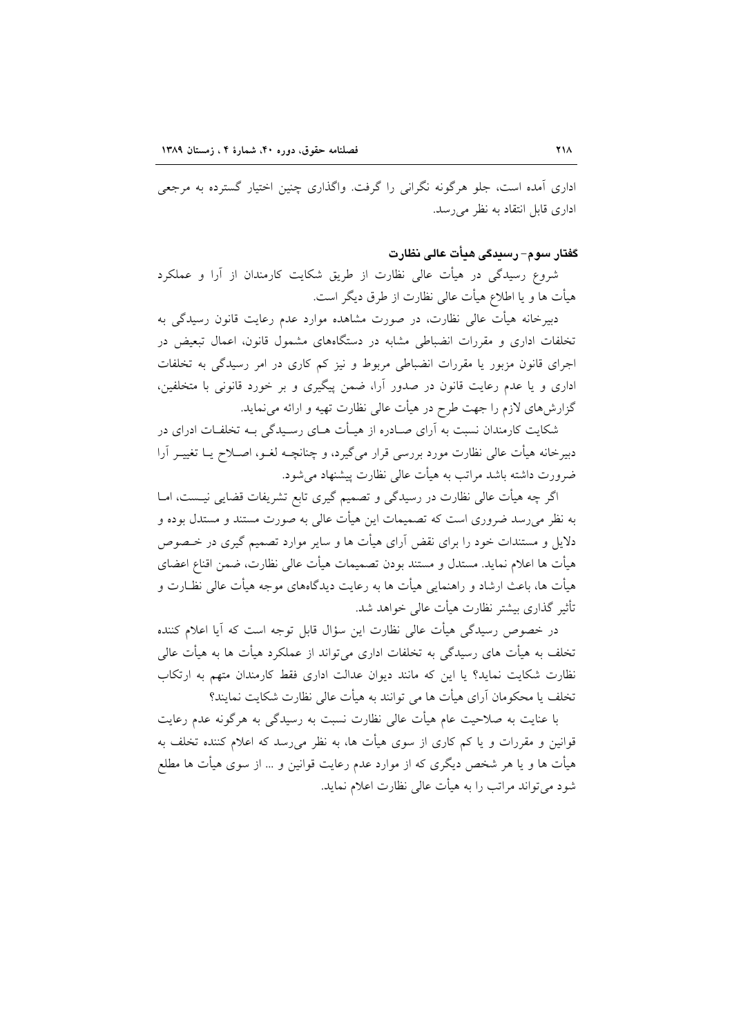اداری آمده است، جلو هرگونه نگرانی را گرفت. واگذاری چنین اختیار گسترده به مرجعی اداری قابل انتقاد به نظر می‌رسد.

### گفتار سوم- رسیدگی هیأت عالی نظارت

شروع رسیدگی در هیأت عالی نظارت از طریق شکایت کارمندان از آرا و عملکرد هیأت ها و یا اطلاع هیأت عالی نظارت از طرق دیگر است.

دبیرخانه هیأت عالی نظارت، در صورت مشاهده موارد عدم رعایت قانون رسیدگی به تخلفات اداری و مقررات انضباطی مشابه در دستگاه‌های مشمول قانون، اعمال تبعیض در اجرای قانون مزبور یا مقررات انضباطی مربوط و نیز کم کاری در امر رسیدگی به تخلفات اداری و یا عدم رعایت قانون در صدور آرا، ضمن پیگیری و بر خورد قانونی با متخلفین، گزارش‌های لازم را جهت طرح در هیأت عالی نظارت تهیه و ارائه می‌نماید.

شکایت کارمندان نسبت به آرای صادره از هیأت های رسیدگی به تخلفات ادرای در دبیرخانه هیأت عالی نظارت مورد بررسی قرار می‌گیرد، و چنانچه لغو، اصلاح یا تغییر آرا ضرورت داشته باشد مراتب به هیأت عالی نظارت پیشنهاد می‌شود.

اگر چه هیأت عالی نظارت در رسیدگی و تصمیم گیری تابع تشریفات قضایی نیست، اما به نظر می‌رسد ضروری است که تصمیمات این هیأت عالی به صورت مستند و مستدل بوده و دلایل و مستندات خود را برای نقض آرای هیأت ها و سایر موارد تصمیم گیری در خصوص هیأت ها اعلام نماید. مستدل و مستند بودن تصمیمات هیأت عالی نظارت، ضمن اقناع اعضای هیأت ها، باعث ارشاد و راهنمایی هیأت ها به رعایت دیدگاه‌های موجه هیأت عالی نظارت و تأثیر گذاری بیشتر نظارت هیأت عالی خواهد شد.

در خصوص رسیدگی هیأت عالی نظارت این سؤال قابل توجه است که آیا اعلام کننده تخلف به هیأت های رسیدگی به تخلفات اداری می‌تواند از عملکرد هیأت ها به هیأت عالی نظارت شکایت نماید؟ یا این که مانند دیوان عدالت اداری فقط کارمندان متهم به ارتکاب تخلف یا محکومان آرای هیأت ها می توانند به هیأت عالی نظارت شکایت نمایند؟

با عنایت به صلاحیت عام هیأت عالی نظارت نسبت به رسیدگی به هرگونه عدم رعایت قوانین و مقررات و یا کم کاری از سوی هیأت ها، به نظر می‌رسد که اعلام کننده تخلف به هیأت ها و یا هر شخص دیگری که از موارد عدم رعایت قوانین و ... از سوی هیأت ها مطلع شود می‌تواند مراتب را به هیأت عالی نظارت اعلام نماید.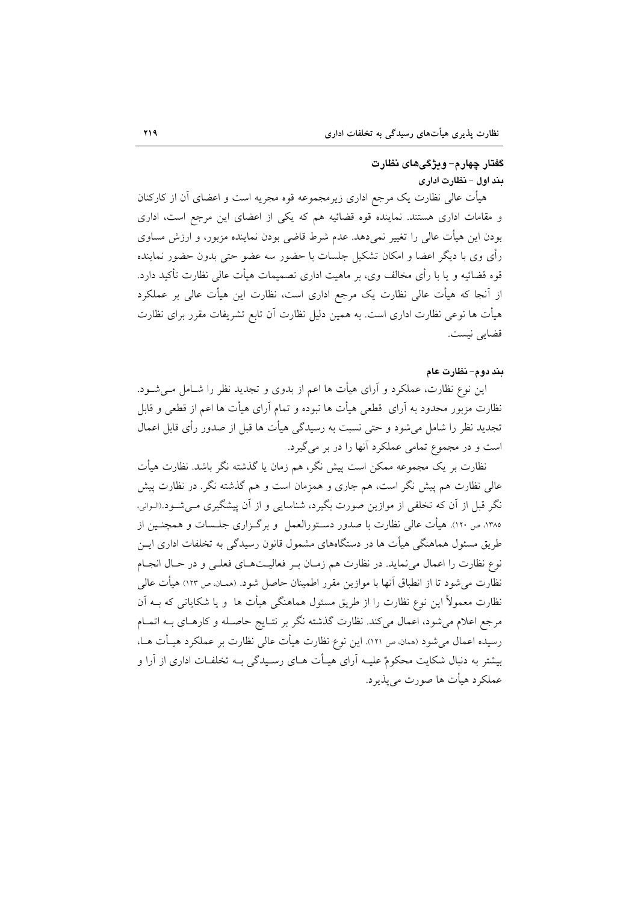### گفتار چهارم- ویژگی‌های نظارت

#### بند اول - نظارت اداری

هیأت عالی نظارت یک مرجع اداری زیرمجموعه قوه مجریه است و اعضای آن از کارکنان و مقامات اداری هستند. نماینده قوه قضائیه هم که یکی از اعضای این مرجع است، اداری بودن این هیأت عالی را تغییر نمی‌دهد. عدم شرط قاضی بودن نماینده مزبور، و ارزش مساوی رأی وی با دیگر اعضا و امکان تشکیل جلسات با حضور سه عضو حتی بدون حضور نماینده قوه قضائیه و یا با رأی مخالف وی، بر ماهیت اداری تصمیمات هیأت عالی نظارت تأکید دارد. از آنجا که هیأت عالی نظارت یک مرجع اداری است، نظارت این هیأت عالی بر عملکرد هیأت ها نوعی نظارت اداری است. به همین دلیل نظارت آن تابع تشریفات مقرر برای نظارت قضایی نیست.

#### بند دوم- نظارت عام

این نوع نظارت، عملکرد و آرای هیأت ها اعم از بدوی و تجدید نظر را شامل می‌شود. نظارت مزبور محدود به آرای قطعی هیأت ها نبوده و تمام آرای هیأت ها اعم از قطعی و قابل تجدید نظر را شامل می‌شود و حتی نسبت به رسیدگی هیأت ها قبل از صدور رأی قابل اعمال است و در مجموع تمامی عملکرد آنها را در بر می‌گیرد.

نظارت بر یک مجموعه ممکن است پیش نگر، هم زمان یا گذشته نگر باشد. نظارت هیأت عالی نظارت هم پیش نگر است، هم جاری و همزمان است و هم گذشته نگر. در نظارت پیش نگر قبل از آن که تخلفی از موازین صورت بگیرد، شناسایی و از آن پیشگیری می‌شود.(الوانی، ۱۳۸۵، ص ۱۲۰). هیأت عالی نظارت با صدور دستورالعمل و برگزاری جلسات و همچنین از طریق مسئول هماهنگی هیأت ها در دستگاه‌های مشمول قانون رسیدگی به تخلفات اداری این نوع نظارت را اعمال می‌نماید. در نظارت هم زمان بر فعالیت‌های فعلی و در حال انجام نظارت می‌شود تا از انطباق آنها با موازین اطمینان مقرر حاصل شود. (همان، ص ۱۲۳) هیأت عالی نظارت معمولاً این نوع نظارت را از طریق مسئول هماهنگی هیأت ها و یا شکایاتی که به آن مرجع اعلام می‌شود، اعمال می‌کند. نظارت گذشته نگر بر نتایج حاصله و کارهای به اتمام رسیده اعمال می‌شود (همان، ص ۱۲۱). این نوع نظارت هیأت عالی نظارت بر عملکرد هیأت ها، بیشتر به دنبال شکایت محکومٌ علیه آرای هیأت های رسیدگی به تخلفات اداری از آرا و عملکرد هیأت ها صورت می‌پذیرد.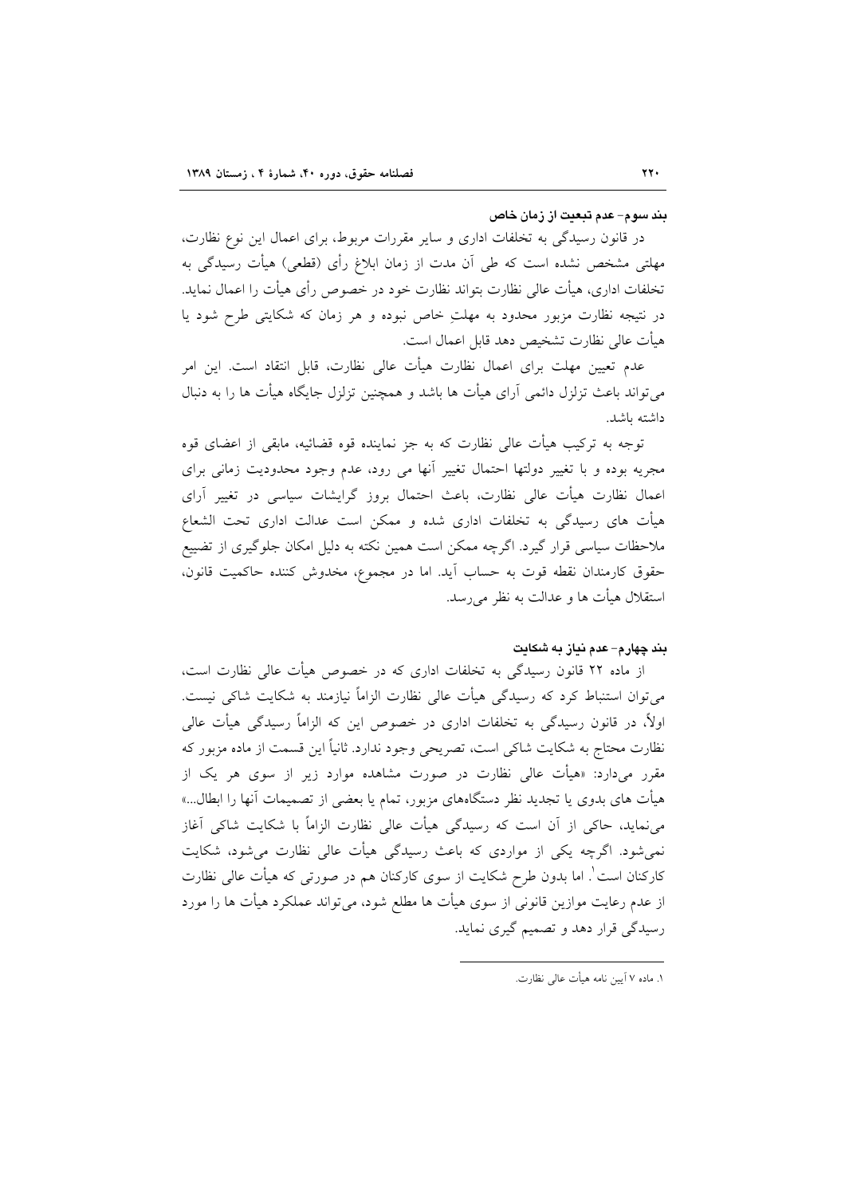### بند سوم- عدم تبعیت از زمان خاص

در قانون رسیدگی به تخلفات اداری و سایر مقررات مربوط، برای اعمال این نوع نظارت، مهلتی مشخص نشده است که طی آن مدت از زمان ابلاغ رأی (قطعی) هیأت رسیدگی به تخلفات اداری، هیأت عالی نظارت بتواند نظارت خود در خصوص رأی هیأت را اعمال نماید. در نتیجه نظارت مزبور محدود به مهلتِ خاص نبوده و هر زمان که شکایتی طرح شود یا هیأت عالی نظارت تشخیص دهد قابل اعمال است.

عدم تعیین مهلت برای اعمال نظارت هیأت عالی نظارت، قابل انتقاد است. این امر می‌تواند باعث تزلزل دائمی آرای هیأت ها باشد و همچنین تزلزل جایگاه هیأت ها را به دنبال داشته باشد.

توجه به ترکیب هیأت عالی نظارت که به جز نماینده قوه قضائیه، مابقی از اعضای قوه مجریه بوده و با تغییر دولتها احتمال تغییر آنها می رود، عدم وجود محدودیت زمانی برای اعمال نظارت هیأت عالی نظارت، باعث احتمال بروز گرایشات سیاسی در تغییر آرای هیأت های رسیدگی به تخلفات اداری شده و ممکن است عدالت اداری تحت الشعاع ملاحظات سیاسی قرار گیرد. اگرچه ممکن است همین نکته به دلیل امکان جلوگیری از تضییع حقوق کارمندان نقطه قوت به حساب آید. اما در مجموع، مخدوش کننده حاکمیت قانون، استقلال هیأت ها و عدالت به نظر می‌رسد.

### بند چهارم- عدم نیاز به شکایت

از ماده ۲۲ قانون رسیدگی به تخلفات اداری که در خصوص هیأت عالی نظارت است، می‌توان استنباط کرد که رسیدگی هیأت عالی نظارت الزاماً نیازمند به شکایت شاکی نیست. اولاً، در قانون رسیدگی به تخلفات اداری در خصوص این که الزاماً رسیدگی هیأت عالی نظارت محتاج به شکایت شاکی است، تصریحی وجود ندارد. ثانیاً این قسمت از ماده مزبور که مقرر می‌دارد: «هیأت عالی نظارت در صورت مشاهده موارد زیر از سوی هر یک از هیأت های بدوی یا تجدید نظر دستگاه‌های مزبور، تمام یا بعضی از تصمیمات آنها را ابطال...» می‌نماید، حاکی از آن است که رسیدگی هیأت عالی نظارت الزاماً با شکایت شاکی آغاز نمی‌شود. اگرچه یکی از مواردی که باعث رسیدگی هیأت عالی نظارت می‌شود، شکایت کارکنان است[1]. اما بدون طرح شکایت از سوی کارکنان هم در صورتی که هیأت عالی نظارت از عدم رعایت موازین قانونی از سوی هیأت ها مطلع شود، می‌تواند عملکرد هیأت ها را مورد رسیدگی قرار دهد و تصمیم گیری نماید.

---

۱. ماده ۷ آیین نامه هیأت عالی نظارت.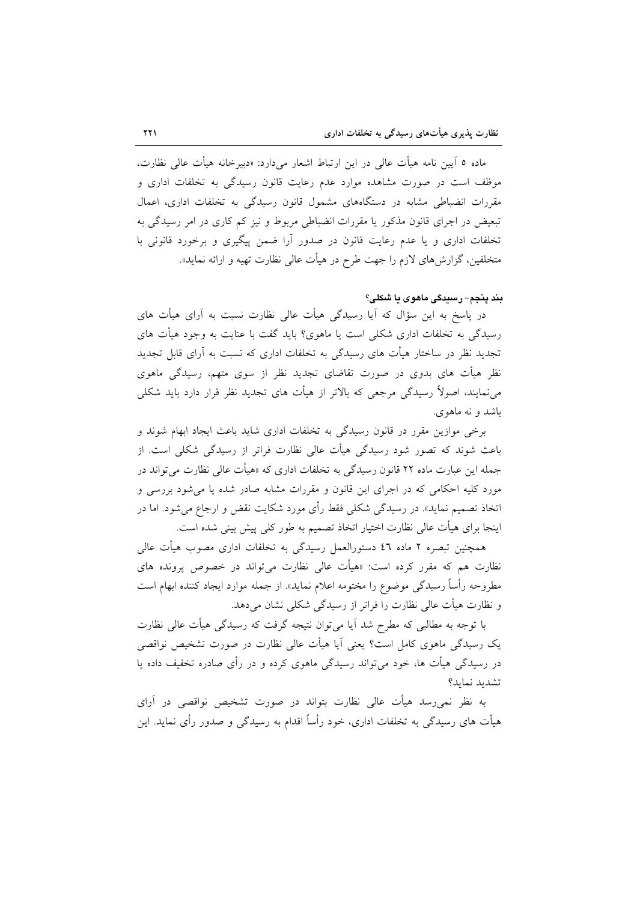ماده ۵ آیین نامه هیأت عالی در این ارتباط اشعار می‌دارد: «دبیرخانه هیأت عالی نظارت، موظف است در صورت مشاهده موارد عدم رعایت قانون رسیدگی به تخلفات اداری و مقررات انضباطی مشابه در دستگاه‌های مشمول قانون رسیدگی به تخلفات اداری، اعمال تبعیض در اجرای قانون مذکور یا مقررات انضباطی مربوط و نیز کم کاری در امر رسیدگی به تخلفات اداری و یا عدم رعایت قانون در صدور آرا ضمن پیگیری و برخورد قانونی با متخلفین، گزارش‌های لازم را جهت طرح در هیأت عالی نظارت تهیه و ارائه نماید».

**بند پنجم- رسیدگی ماهوی یا شکلی؟**

در پاسخ به این سؤال که آیا رسیدگی هیأت عالی نظارت نسبت به آرای هیأت های رسیدگی به تخلفات اداری شکلی است یا ماهوی؟ باید گفت با عنایت به وجود هیأت های تجدید نظر در ساختار هیأت های رسیدگی به تخلفات اداری که نسبت به آرای قابل تجدید نظر هیأت های بدوی در صورت تقاضای تجدید نظر از سوی متهم، رسیدگی ماهوی می‌نمایند، اصولاً رسیدگی مرجعی که بالاتر از هیأت های تجدید نظر قرار دارد باید شکلی باشد و نه ماهوی.

برخی موازین مقرر در قانون رسیدگی به تخلفات اداری شاید باعث ایجاد ابهام شوند و باعث شوند که تصور شود رسیدگی هیأت عالی نظارت فراتر از رسیدگی شکلی است. از جمله این عبارت ماده ۲۲ قانون رسیدگی به تخلفات اداری که «هیأت عالی نظارت می‌تواند در مورد کلیه احکامی که در اجرای این قانون و مقررات مشابه صادر شده یا می‌شود بررسی و اتخاذ تصمیم نماید». در رسیدگی شکلی فقط رأی مورد شکایت نقض و ارجاع می‌شود. اما در اینجا برای هیأت عالی نظارت اختیار اتخاذ تصمیم به طور کلی پیش بینی شده است.

همچنین تبصره ۲ ماده ٤٦ دستورالعمل رسیدگی به تخلفات اداری مصوب هیأت عالی نظارت هم که مقرر کرده است: «هیأت عالی نظارت می‌تواند در خصوص پرونده های مطروحه رأساً رسیدگی موضوع را مختومه اعلام نماید». از جمله موارد ایجاد کننده ابهام است و نظارت هیأت عالی نظارت را فراتر از رسیدگی شکلی نشان می‌دهد.

با توجه به مطالبی که مطرح شد آیا می‌توان نتیجه گرفت که رسیدگی هیأت عالی نظارت یک رسیدگی ماهوی کامل است؟ یعنی آیا هیأت عالی نظارت در صورت تشخیص نواقصی در رسیدگی هیأت ها، خود می‌تواند رسیدگی ماهوی کرده و در رأی صادره تخفیف داده یا تشدید نماید؟

به نظر نمی‌رسد هیأت عالی نظارت بتواند در صورت تشخیص نواقصی در آرای هیأت های رسیدگی به تخلفات اداری، خود رأساً اقدام به رسیدگی و صدور رأی نماید. این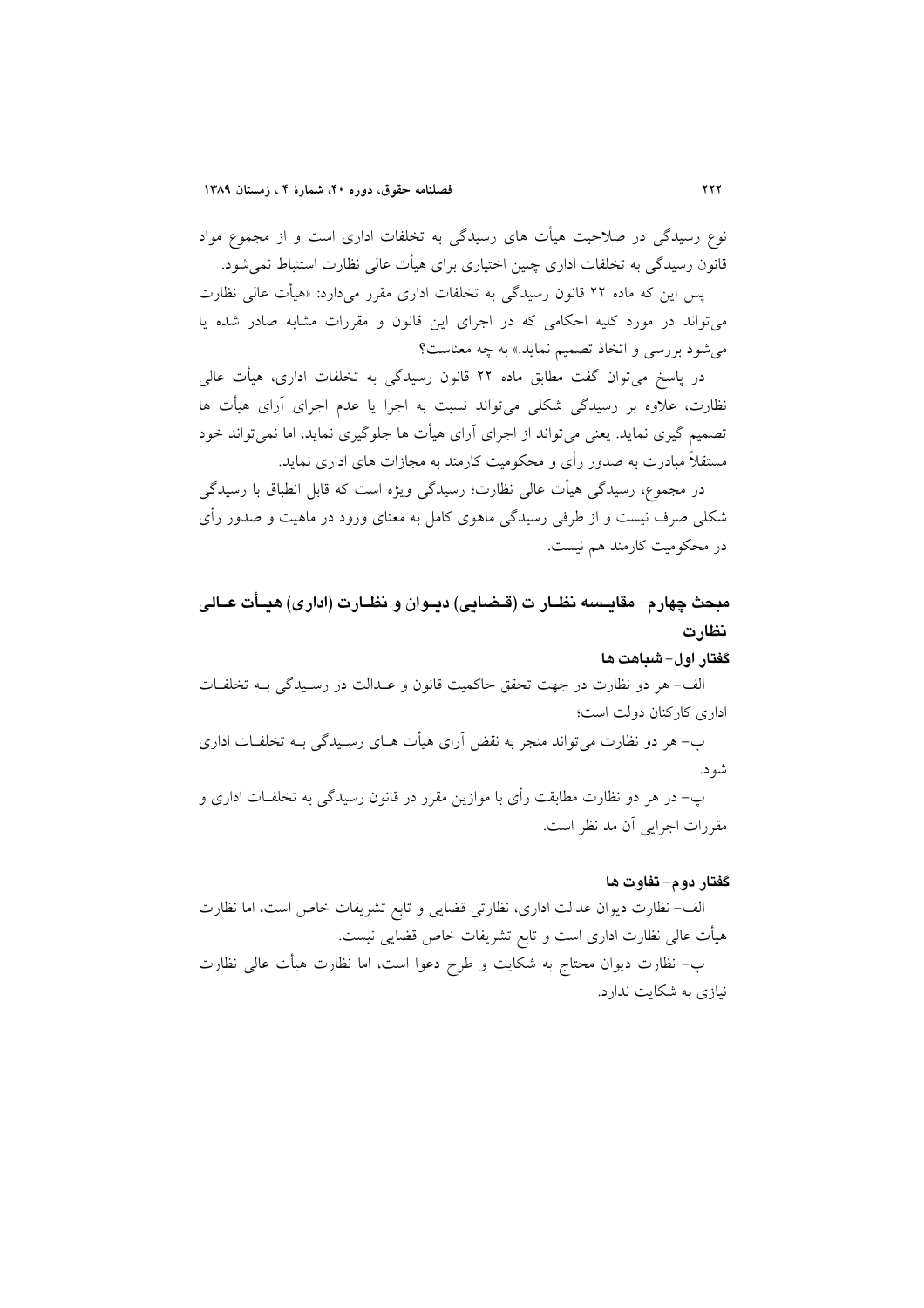نوع رسیدگی در صلاحیت هیأت های رسیدگی به تخلفات اداری است و از مجموع مواد قانون رسیدگی به تخلفات اداری چنین اختیاری برای هیأت عالی نظارت استنباط نمی‌شود.

پس این که ماده ۲۲ قانون رسیدگی به تخلفات اداری مقرر می‌دارد: «هیأت عالی نظارت می‌تواند در مورد کلیه احکامی که در اجرای این قانون و مقررات مشابه صادر شده یا می‌شود بررسی و اتخاذ تصمیم نماید.» به چه معناست؟

در پاسخ می‌توان گفت مطابق ماده ۲۲ قانون رسیدگی به تخلفات اداری، هیأت عالی نظارت، علاوه بر رسیدگی شکلی می‌تواند نسبت به اجرا یا عدم اجرای آرای هیأت ها تصمیم گیری نماید. یعنی می‌تواند از اجرای آرای هیأت ها جلوگیری نماید، اما نمی‌تواند خود مستقلاً مبادرت به صدور رأی و محکومیت کارمند به مجازات های اداری نماید.

در مجموع، رسیدگی هیأت عالی نظارت؛ رسیدگی ویژه است که قابل انطباق با رسیدگی شکلی صرف نیست و از طرفی رسیدگی ماهوی کامل به معنای ورود در ماهیت و صدور رأی در محکومیت کارمند هم نیست.

## مبحث چهارم- مقایسه نظارت (قضایی) دیوان و نظارت (اداری) هیأت عالی نظارت

### گفتار اول- شباهت ها

الف- هر دو نظارت در جهت تحقق حاکمیت قانون و عدالت در رسیدگی به تخلفات اداری کارکنان دولت است؛

ب- هر دو نظارت می‌تواند منجر به نقض آرای هیأت های رسیدگی به تخلفات اداری شود.

پ- در هر دو نظارت مطابقت رأی با موازین مقرر در قانون رسیدگی به تخلفات اداری و مقررات اجرایی آن مد نظر است.

### گفتار دوم- تفاوت ها

الف- نظارت دیوان عدالت اداری، نظارتی قضایی و تابع تشریفات خاص است، اما نظارت هیأت عالی نظارت اداری است و تابع تشریفات خاص قضایی نیست.

ب- نظارت دیوان محتاج به شکایت و طرح دعوا است، اما نظارت هیأت عالی نظارت نیازی به شکایت ندارد.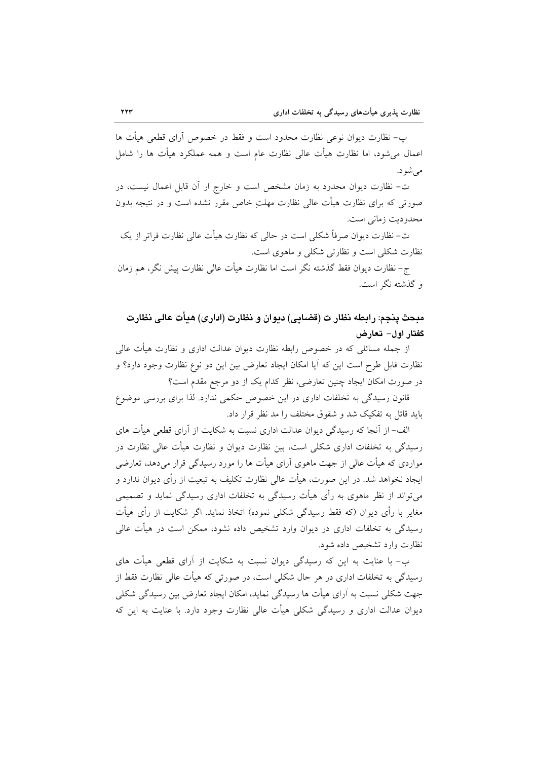پ- نظارت دیوان نوعی نظارت محدود است و فقط در خصوص آرای قطعی هیأت ها اعمال می‌شود، اما نظارت هیأت عالی نظارت عام است و همه عملکرد هیأت ها را شامل می‌شود.

ت- نظارت دیوان محدود به زمان مشخص است و خارج از آن قابل اعمال نیست، در صورتی که برای نظارت هیأت عالی نظارت مهلتِ خاص مقرر نشده است و در نتیجه بدون محدودیت زمانی است.

ث- نظارت دیوان صرفاً شکلی است در حالی که نظارت هیأت عالی نظارت فراتر از یک نظارت شکلی است و نظارتی شکلی و ماهوی است.

ج- نظارت دیوان فقط گذشته نگر است اما نظارت هیأت عالی نظارت پیش نگر، هم زمان و گذشته نگر است.

## مبحث پنجم: رابطه نظارت (قضایی) دیوان و نظارت (اداری) هیأت عالی نظارت

### گفتار اول- تعارض

از جمله مسائلی که در خصوص رابطه نظارت دیوان عدالت اداری و نظارت هیأت عالی نظارت قابل طرح است این که آیا امکان ایجاد تعارض بین این دو نوع نظارت وجود دارد؟ و در صورت امکان ایجاد چنین تعارضی، نظر کدام یک از دو مرجع مقدم است؟

قانون رسیدگی به تخلفات اداری در این خصوص حکمی ندارد. لذا برای بررسی موضوع باید قائل به تفکیک شد و شقوق مختلف را مد نظر قرار داد.

الف- از آنجا که رسیدگی دیوان عدالت اداری نسبت به شکایت از آرای قطعی هیأت های رسیدگی به تخلفات اداری شکلی است، بین نظارت دیوان و نظارت هیأت عالی نظارت در مواردی که هیأت عالی از جهت ماهوی آرای هیأت ها را مورد رسیدگی قرار می‌دهد، تعارضی ایجاد نخواهد شد. در این صورت، هیأت عالی نظارت تکلیف به تبعیت از رأی دیوان ندارد و می‌تواند از نظر ماهوی به رأی هیأت رسیدگی به تخلفات اداری رسیدگی نماید و تصمیمی مغایر با رأی دیوان (که فقط رسیدگی شکلی نموده) اتخاذ نماید. اگر شکایت از رأی هیأت رسیدگی به تخلفات اداری در دیوان وارد تشخیص داده نشود، ممکن است در هیأت عالی نظارت وارد تشخیص داده شود.

ب- با عنایت به این که رسیدگی دیوان نسبت به شکایت از آرای قطعی هیأت های رسیدگی به تخلفات اداری در هر حال شکلی است، در صورتی که هیأت عالی نظارت فقط از جهت شکلی نسبت به آرای هیأت ها رسیدگی نماید، امکان ایجاد تعارض بین رسیدگی شکلی دیوان عدالت اداری و رسیدگی شکلی هیأت عالی نظارت وجود دارد. با عنایت به این که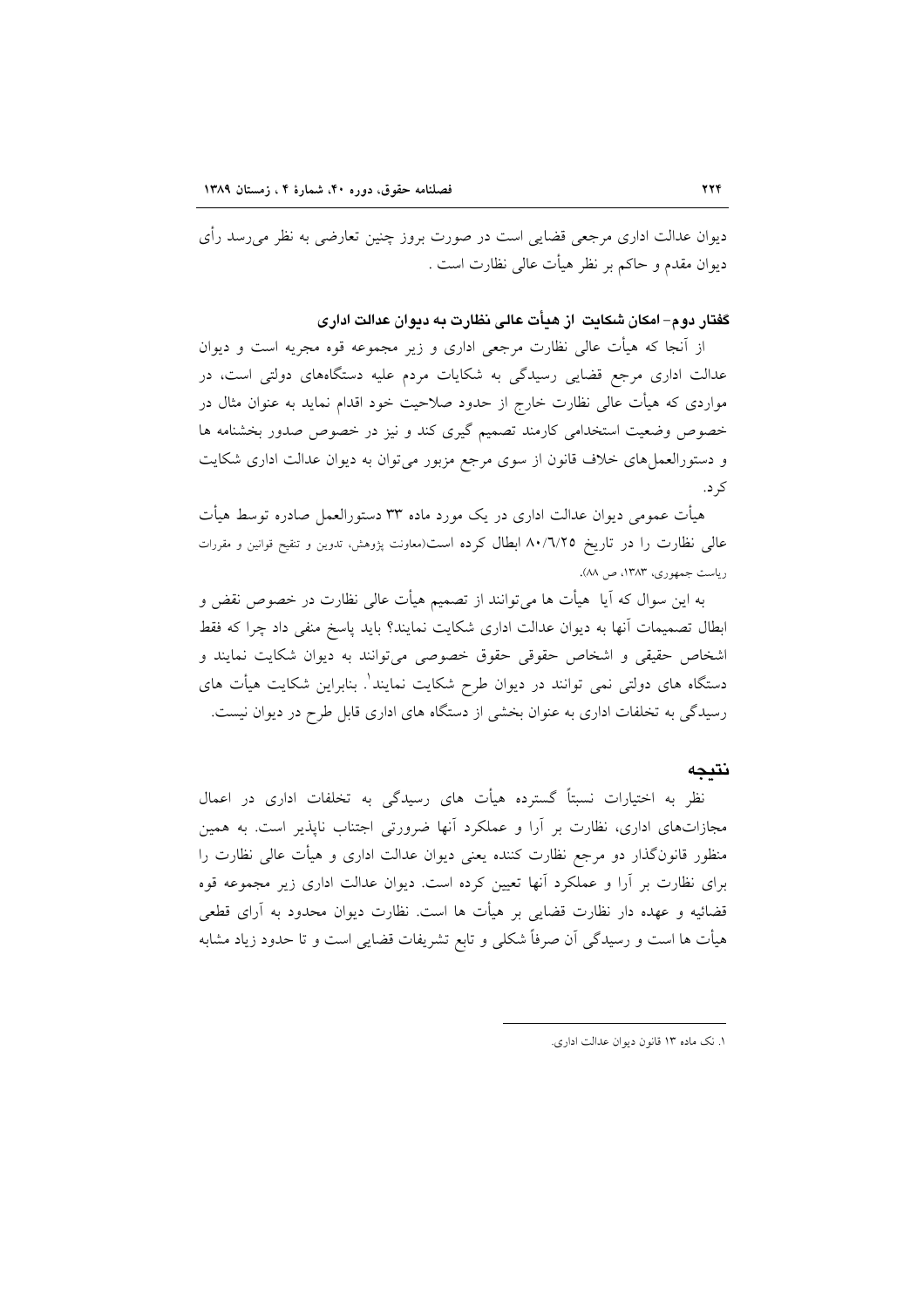دیوان عدالت اداری مرجعی قضایی است در صورت بروز چنین تعارضی به نظر می‌رسد رأی دیوان مقدم و حاکم بر نظر هیأت عالی نظارت است .

### گفتار دوم- امکان شکایت از هیأت عالی نظارت به دیوان عدالت اداری

از آنجا که هیأت عالی نظارت مرجعی اداری و زیر مجموعه قوه مجریه است و دیوان عدالت اداری مرجع قضایی رسیدگی به شکایات مردم علیه دستگاه‌های دولتی است، در مواردی که هیأت عالی نظارت خارج از حدود صلاحیت خود اقدام نماید به عنوان مثال در خصوص وضعیت استخدامی کارمند تصمیم گیری کند و نیز در خصوص صدور بخشنامه ها و دستورالعمل‌های خلاف قانون از سوی مرجع مزبور می‌توان به دیوان عدالت اداری شکایت کرد.

هیأت عمومی دیوان عدالت اداری در یک مورد ماده ۳۳ دستورالعمل صادره توسط هیأت عالی نظارت را در تاریخ ۸۰/٦/۲۵ ابطال کرده است(معاونت پژوهش، تدوین و تنقیح قوانین و مقررات ریاست جمهوری، ۱۳۸۳، ص ۸۸).

به این سوال که آیا هیأت ها می‌توانند از تصمیم هیأت عالی نظارت در خصوص نقض و ابطال تصمیمات آنها به دیوان عدالت اداری شکایت نمایند؟ باید پاسخ منفی داد چرا که فقط اشخاص حقیقی و اشخاص حقوقی حقوق خصوصی می‌توانند به دیوان شکایت نمایند و دستگاه های دولتی نمی توانند در دیوان طرح شکایت نمایند[1]. بنابراین شکایت هیأت های رسیدگی به تخلفات اداری به عنوان بخشی از دستگاه های اداری قابل طرح در دیوان نیست.

## نتیجه

نظر به اختیارات نسبتاً گسترده هیأت های رسیدگی به تخلفات اداری در اعمال مجازات‌های اداری، نظارت بر آرا و عملکرد آنها ضرورتی اجتناب ناپذیر است. به همین منظور قانونگذار دو مرجع نظارت کننده یعنی دیوان عدالت اداری و هیأت عالی نظارت را برای نظارت بر آرا و عملکرد آنها تعیین کرده است. دیوان عدالت اداری زیر مجموعه قوه قضائیه و عهده دار نظارت قضایی بر هیأت ها است. نظارت دیوان محدود به آرای قطعی هیأت ها است و رسیدگی آن صرفاً شکلی و تابع تشریفات قضایی است و تا حدود زیاد مشابه

---

۱. نک ماده ۱۳ قانون دیوان عدالت اداری.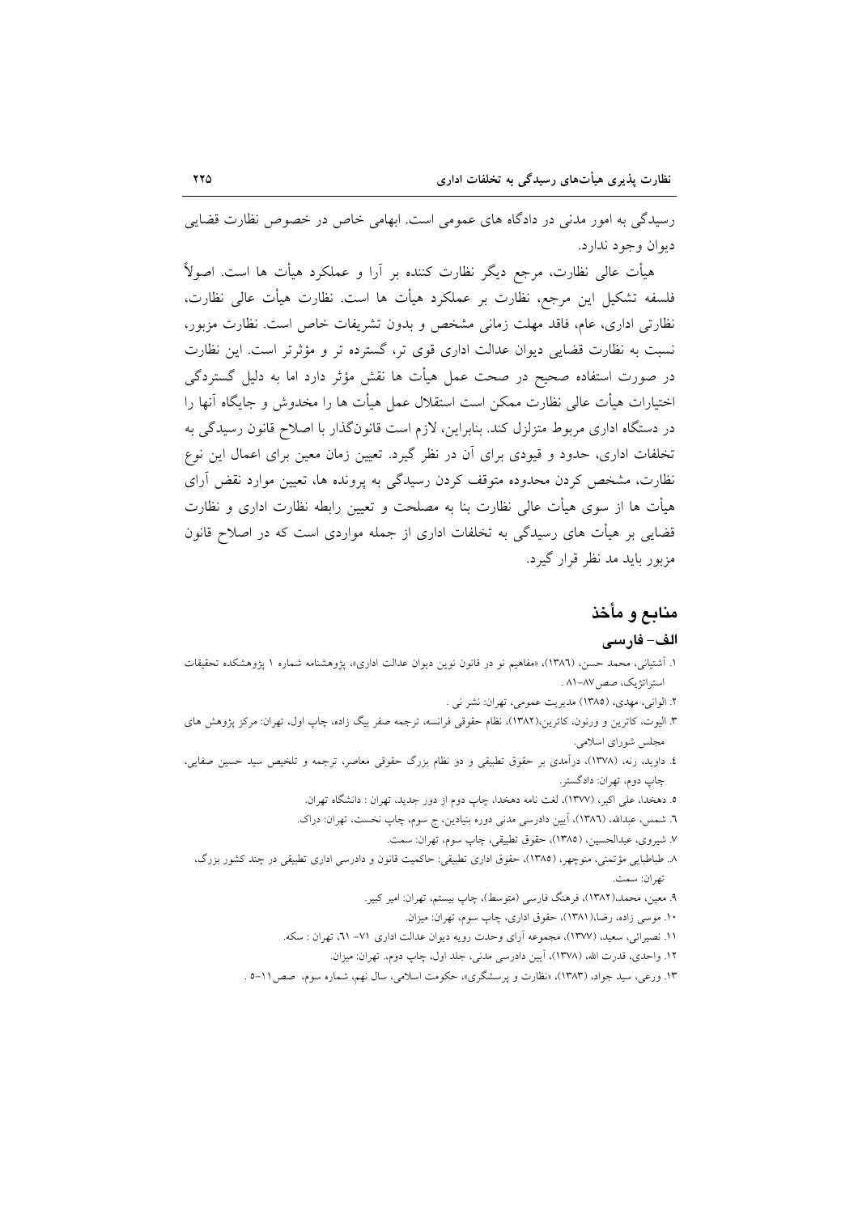رسیدگی به امور مدنی در دادگاه های عمومی است. ابهامی خاص در خصوص نظارت قضایی دیوان وجود ندارد.

هیأت عالی نظارت، مرجع دیگر نظارت کننده بر آرا و عملکرد هیأت ها است. اصولاً فلسفه تشکیل این مرجع، نظارت بر عملکرد هیأت ها است. نظارت هیأت عالی نظارت، نظارتی اداری، عام، فاقد مهلت زمانی مشخص و بدون تشریفات خاص است. نظارت مزبور، نسبت به نظارت قضایی دیوان عدالت اداری قوی تر، گسترده تر و مؤثرتر است. این نظارت در صورت استفاده صحیح در صحت عمل هیأت ها نقش مؤثر دارد اما به دلیل گستردگی اختیارات هیأت عالی نظارت ممکن است استقلال عمل هیأت ها را مخدوش و جایگاه آنها را در دستگاه اداری مربوط متزلزل کند. بنابراین، لازم است قانونگذار با اصلاح قانون رسیدگی به تخلفات اداری، حدود و قیودی برای آن در نظر گیرد. تعیین زمان معین برای اعمال این نوع نظارت، مشخص کردن محدوده متوقف کردن رسیدگی به پرونده ها، تعیین موارد نقض آرای هیأت ها از سوی هیأت عالی نظارت بنا به مصلحت و تعیین رابطه نظارت اداری و نظارت قضایی بر هیأت های رسیدگی به تخلفات اداری از جمله مواردی است که در اصلاح قانون مزبور باید مد نظر قرار گیرد.

## منابع و مأخذ

### الف- فارسی

۱. آشتیانی، محمد حسن، (۱۳۸٦)، «مفاهیم نو در قانون نوین دیوان عدالت اداری»، پژوهشنامه شماره ۱ پژوهشکده تحقیقات استراتژیک، صص۸۷-۸۱ .

۲. الوانی، مهدی، (۱۳۸۵) مدیریت عمومی، تهران: نشر نی .

۳. الیوت، کاترین و ورنون، کاترین،(۱۳۸۲)، نظام حقوقی فرانسه، ترجمه صفر بیگ زاده، چاپ اول، تهران: مرکز پژوهش های مجلس شورای اسلامی.

٤. داوید، رنه، (۱۳۷۸)، درآمدی بر حقوق تطبیقی و دو نظام بزرگ حقوقی معاصر، ترجمه و تلخیص سید حسین صفایی، چاپ دوم، تهران: دادگستر.

۵. دهخدا، علی اکبر، (۱۳۷۷)، لغت نامه دهخدا، چاپ دوم از دور جدید، تهران : دانشگاه تهران.

٦. شمس، عبدالله، (۱۳۸٦)، آیین دادرسی مدنی دوره بنیادین، ج سوم، چاپ نخست، تهران: دراک.

۷. شیروی، عبدالحسین، (۱۳۸۵)، حقوق تطبیقی، چاپ سوم، تهران: سمت.

۸. طباطبایی مؤتمنی، منوچهر، (۱۳۸۵)، حقوق اداری تطبیقی: حاکمیت قانون و دادرسی اداری تطبیقی در چند کشور بزرگ، تهران: سمت.

۹. معین، محمد،(۱۳۸۲)، فرهنگ فارسی (متوسط)، چاپ بیستم، تهران: امیر کبیر.

۱۰. موسی زاده، رضا،(۱۳۸۱)، حقوق اداری، چاپ سوم، تهران: میزان.

۱۱. نصیرائی، سعید، (۱۳۷۷)، مجموعه آرای وحدت رویه دیوان عدالت اداری ۷۱- ٦۱، تهران : سکه.

۱۲. واحدی، قدرت الله، (۱۳۷۸)، آیین دادرسی مدنی، جلد اول، چاپ دوم، تهران: میزان.

۱۳. ورعی، سید جواد، (۱۳۸۳)، «نظارت و پرسشگری»، حکومت اسلامی، سال نهم، شماره سوم، صص۱۱-۵ .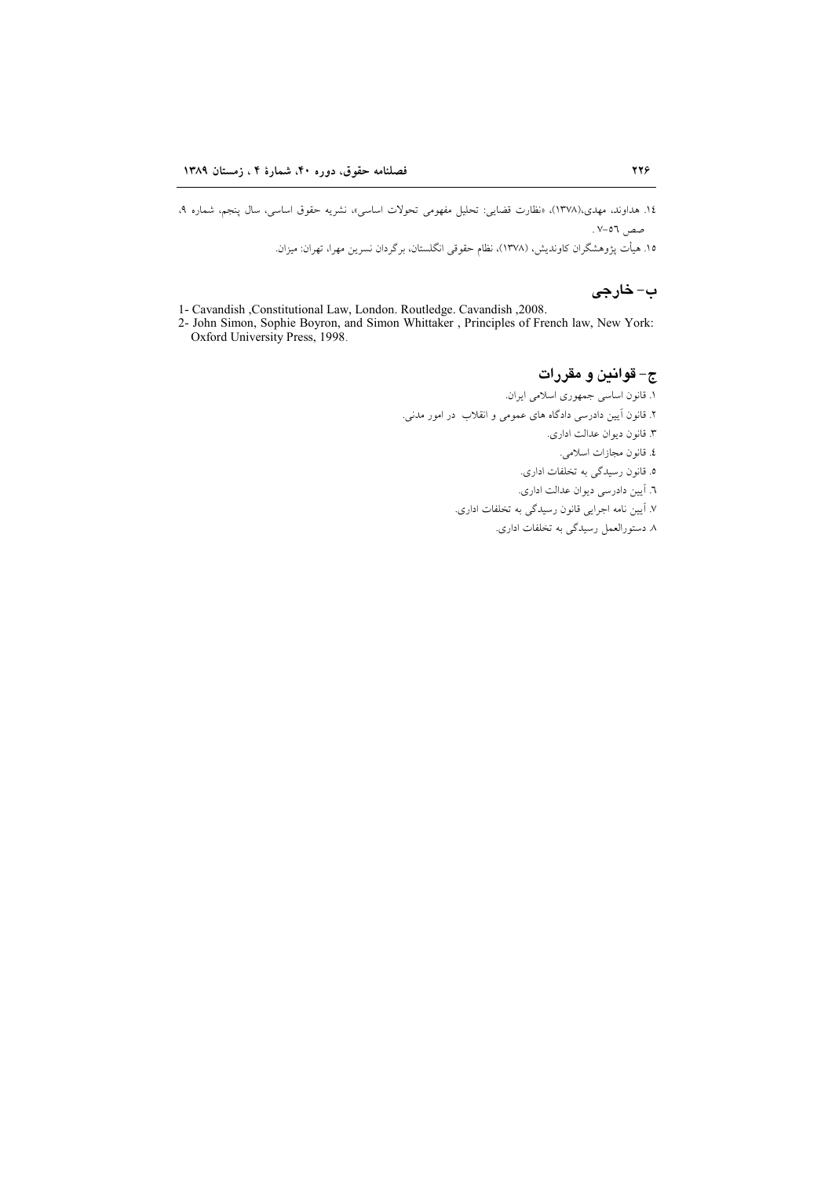۱٤. هداوند، مهدی،(۱۳۷۸)، «نظارت قضایی: تحلیل مفهومی تحولات اساسی»، نشریه حقوق اساسی، سال پنجم، شماره ۹، صص ٥٦-۷ .

۱٥. هیأت پژوهشگران کاوندیش، (۱۳۷۸)، نظام حقوقی انگلستان، برگردان نسرین مهرا، تهران: میزان.

## ب- خارجی

1- Cavandish ,Constitutional Law, London. Routledge. Cavandish ,2008.

2- John Simon, Sophie Boyron, and Simon Whittaker , Principles of French law, New York: Oxford University Press, 1998.

## ج- قوانین و مقررات

۱. قانون اساسی جمهوری اسلامی ایران.

۲. قانون آیین دادرسی دادگاه های عمومی و انقلاب در امور مدنی.

۳. قانون دیوان عدالت اداری.

٤. قانون مجازات اسلامی.

٥. قانون رسیدگی به تخلفات اداری.

٦. آیین دادرسی دیوان عدالت اداری.

۷. آیین نامه اجرایی قانون رسیدگی به تخلفات اداری.

۸. دستورالعمل رسیدگی به تخلفات اداری.